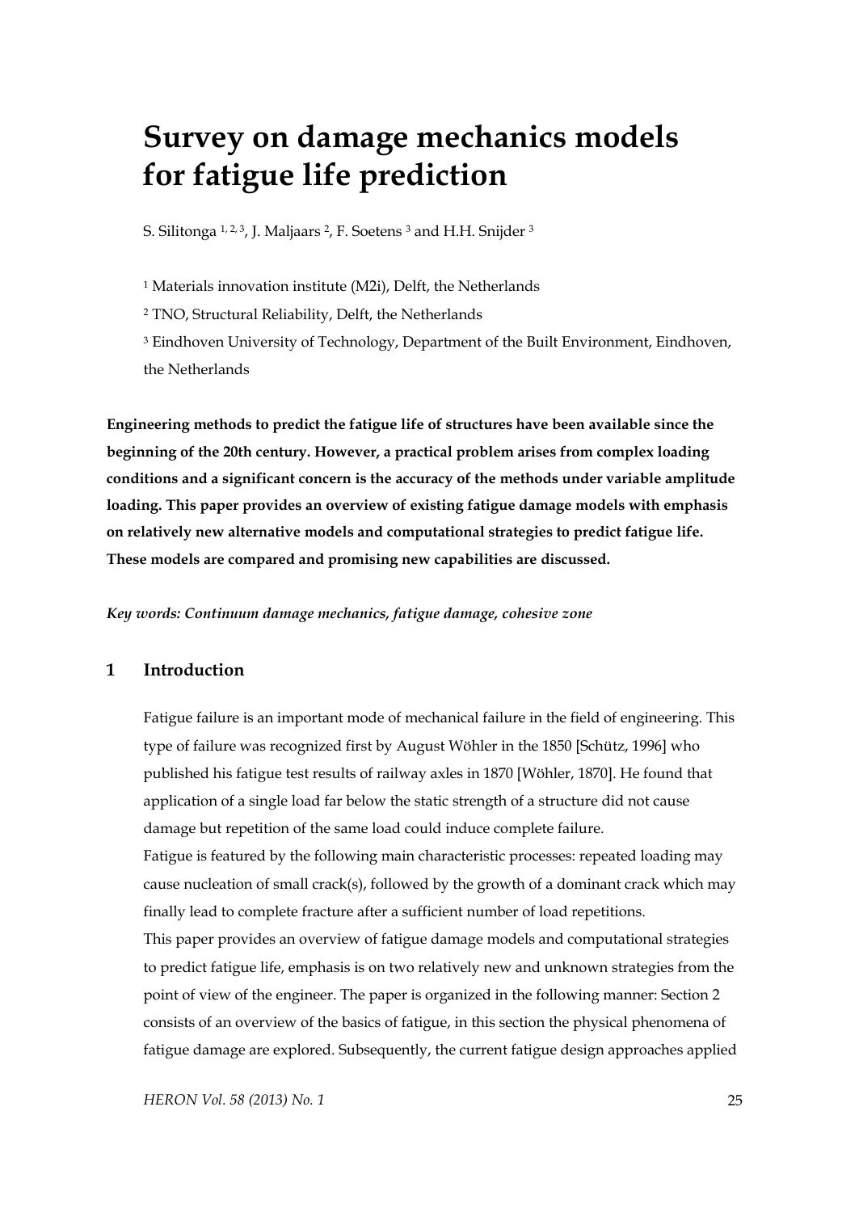# Survey on damage mechanics models for fatigue life prediction

S. Silitonga [1, 2, 3], J. Maljaars [2], F. Soetens [3] and H.H. Snijder [3]

[1] Materials innovation institute (M2i), Delft, the Netherlands

[2] TNO, Structural Reliability, Delft, the Netherlands

[3] Eindhoven University of Technology, Department of the Built Environment, Eindhoven, the Netherlands

**Engineering methods to predict the fatigue life of structures have been available since the beginning of the 20th century. However, a practical problem arises from complex loading conditions and a significant concern is the accuracy of the methods under variable amplitude loading. This paper provides an overview of existing fatigue damage models with emphasis on relatively new alternative models and computational strategies to predict fatigue life. These models are compared and promising new capabilities are discussed.**

***Key words: Continuum damage mechanics, fatigue damage, cohesive zone***

## 1 Introduction

Fatigue failure is an important mode of mechanical failure in the field of engineering. This type of failure was recognized first by August Wöhler in the 1850 [Schütz, 1996] who published his fatigue test results of railway axles in 1870 [Wöhler, 1870]. He found that application of a single load far below the static strength of a structure did not cause damage but repetition of the same load could induce complete failure.

Fatigue is featured by the following main characteristic processes: repeated loading may cause nucleation of small crack(s), followed by the growth of a dominant crack which may finally lead to complete fracture after a sufficient number of load repetitions.

This paper provides an overview of fatigue damage models and computational strategies to predict fatigue life, emphasis is on two relatively new and unknown strategies from the point of view of the engineer. The paper is organized in the following manner: Section 2 consists of an overview of the basics of fatigue, in this section the physical phenomena of fatigue damage are explored. Subsequently, the current fatigue design approaches applied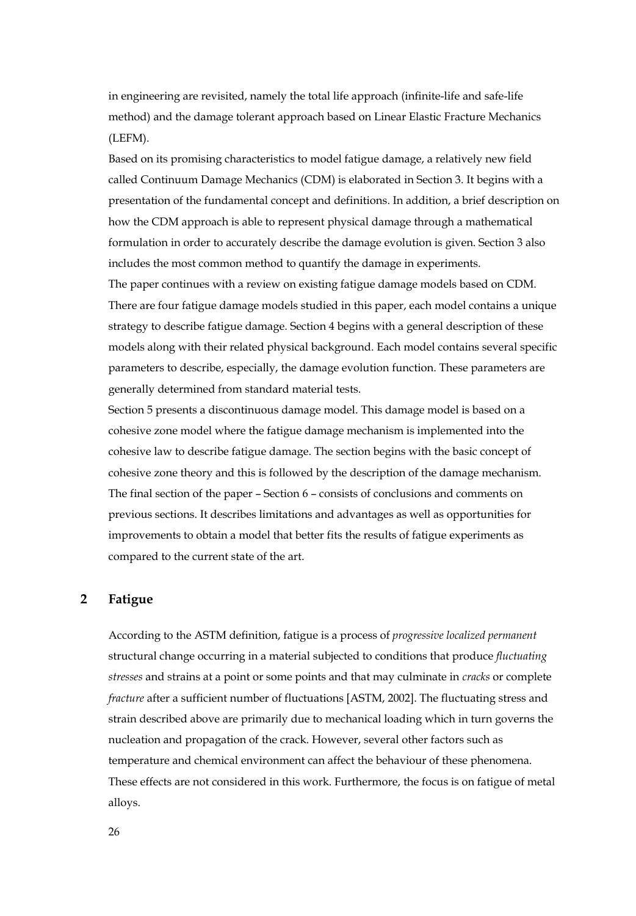in engineering are revisited, namely the total life approach (infinite-life and safe-life method) and the damage tolerant approach based on Linear Elastic Fracture Mechanics (LEFM).

Based on its promising characteristics to model fatigue damage, a relatively new field called Continuum Damage Mechanics (CDM) is elaborated in Section 3. It begins with a presentation of the fundamental concept and definitions. In addition, a brief description on how the CDM approach is able to represent physical damage through a mathematical formulation in order to accurately describe the damage evolution is given. Section 3 also includes the most common method to quantify the damage in experiments.

The paper continues with a review on existing fatigue damage models based on CDM. There are four fatigue damage models studied in this paper, each model contains a unique strategy to describe fatigue damage. Section 4 begins with a general description of these models along with their related physical background. Each model contains several specific parameters to describe, especially, the damage evolution function. These parameters are generally determined from standard material tests.

Section 5 presents a discontinuous damage model. This damage model is based on a cohesive zone model where the fatigue damage mechanism is implemented into the cohesive law to describe fatigue damage. The section begins with the basic concept of cohesive zone theory and this is followed by the description of the damage mechanism.

The final section of the paper – Section 6 – consists of conclusions and comments on previous sections. It describes limitations and advantages as well as opportunities for improvements to obtain a model that better fits the results of fatigue experiments as compared to the current state of the art.

## 2 Fatigue

According to the ASTM definition, fatigue is a process of *progressive localized permanent* structural change occurring in a material subjected to conditions that produce *fluctuating stresses* and strains at a point or some points and that may culminate in *cracks* or complete *fracture* after a sufficient number of fluctuations [ASTM, 2002]. The fluctuating stress and strain described above are primarily due to mechanical loading which in turn governs the nucleation and propagation of the crack. However, several other factors such as temperature and chemical environment can affect the behaviour of these phenomena. These effects are not considered in this work. Furthermore, the focus is on fatigue of metal alloys.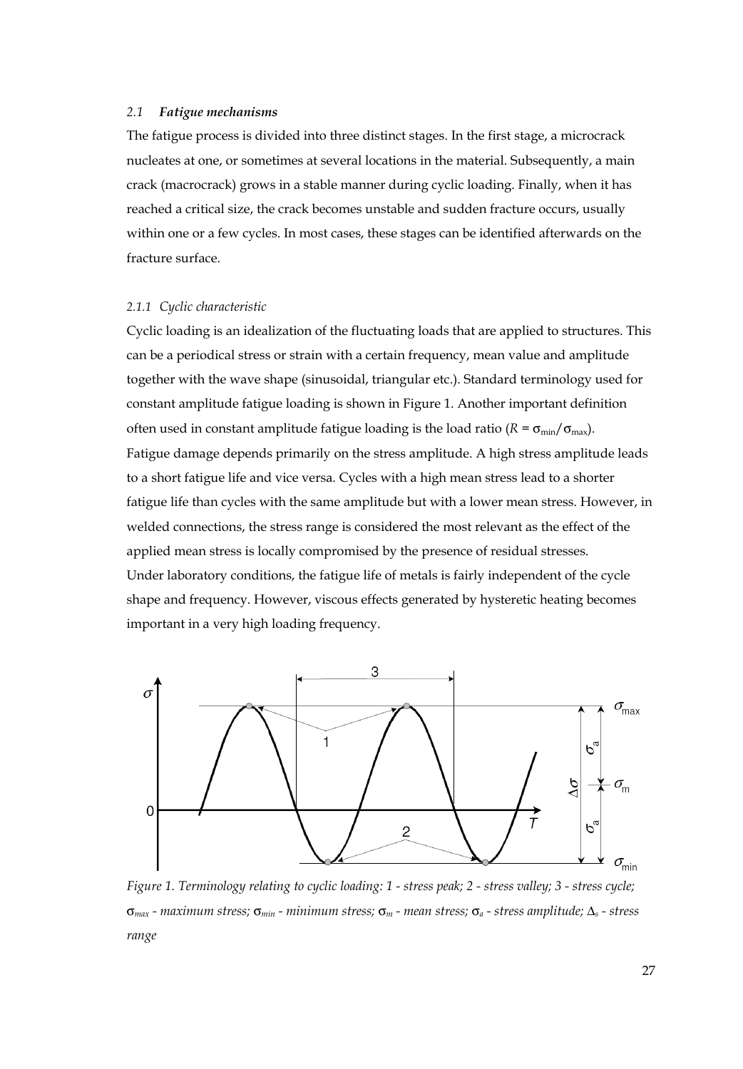### 2.1 *Fatigue mechanisms*

The fatigue process is divided into three distinct stages. In the first stage, a microcrack nucleates at one, or sometimes at several locations in the material. Subsequently, a main crack (macrocrack) grows in a stable manner during cyclic loading. Finally, when it has reached a critical size, the crack becomes unstable and sudden fracture occurs, usually within one or a few cycles. In most cases, these stages can be identified afterwards on the fracture surface.

#### *2.1.1 Cyclic characteristic*

Cyclic loading is an idealization of the fluctuating loads that are applied to structures. This can be a periodical stress or strain with a certain frequency, mean value and amplitude together with the wave shape (sinusoidal, triangular etc.). Standard terminology used for constant amplitude fatigue loading is shown in Figure 1. Another important definition often used in constant amplitude fatigue loading is the load ratio ($R = \sigma_{min}/\sigma_{max}$).
Fatigue damage depends primarily on the stress amplitude. A high stress amplitude leads to a short fatigue life and vice versa. Cycles with a high mean stress lead to a shorter fatigue life than cycles with the same amplitude but with a lower mean stress. However, in welded connections, the stress range is considered the most relevant as the effect of the applied mean stress is locally compromised by the presence of residual stresses.
Under laboratory conditions, the fatigue life of metals is fairly independent of the cycle shape and frequency. However, viscous effects generated by hysteretic heating becomes important in a very high loading frequency.

*Figure 1. Terminology relating to cyclic loading: 1 - stress peak; 2 - stress valley; 3 - stress cycle; $\sigma_{max}$ - maximum stress; $\sigma_{min}$ - minimum stress; $\sigma_m$ - mean stress; $\sigma_a$ - stress amplitude; $\Delta_s$ - stress range*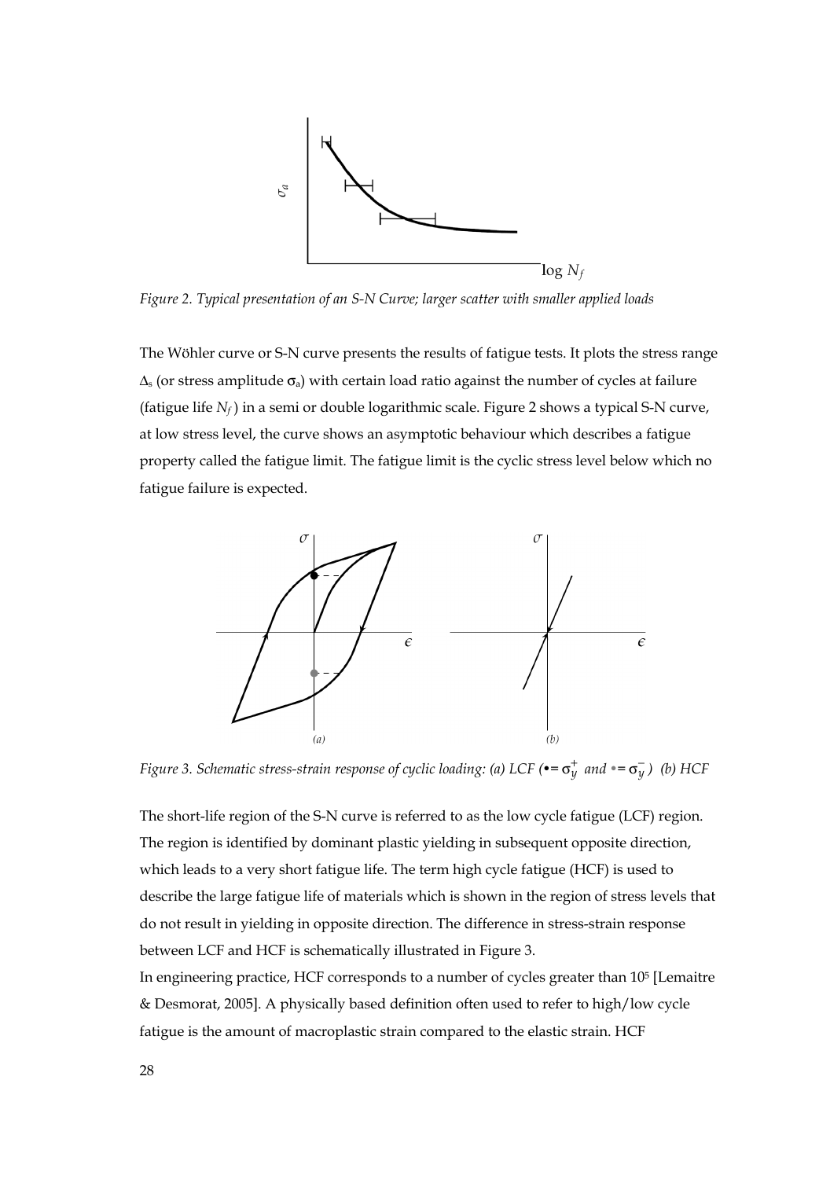*Figure 2. Typical presentation of an S-N Curve; larger scatter with smaller applied loads*

The Wöhler curve or S-N curve presents the results of fatigue tests. It plots the stress range $\Delta_s$ (or stress amplitude $\sigma_a$) with certain load ratio against the number of cycles at failure (fatigue life $N_f$) in a semi or double logarithmic scale. Figure 2 shows a typical S-N curve, at low stress level, the curve shows an asymptotic behaviour which describes a fatigue property called the fatigue limit. The fatigue limit is the cyclic stress level below which no fatigue failure is expected.

*Figure 3. Schematic stress-strain response of cyclic loading: (a) LCF (• $= \sigma_y^+$ and • $= \sigma_y^-$) (b) HCF*

The short-life region of the S-N curve is referred to as the low cycle fatigue (LCF) region. The region is identified by dominant plastic yielding in subsequent opposite direction, which leads to a very short fatigue life. The term high cycle fatigue (HCF) is used to describe the large fatigue life of materials which is shown in the region of stress levels that do not result in yielding in opposite direction. The difference in stress-strain response between LCF and HCF is schematically illustrated in Figure 3.

In engineering practice, HCF corresponds to a number of cycles greater than $10^5$ [Lemaitre & Desmorat, 2005]. A physically based definition often used to refer to high/low cycle fatigue is the amount of macroplastic strain compared to the elastic strain. HCF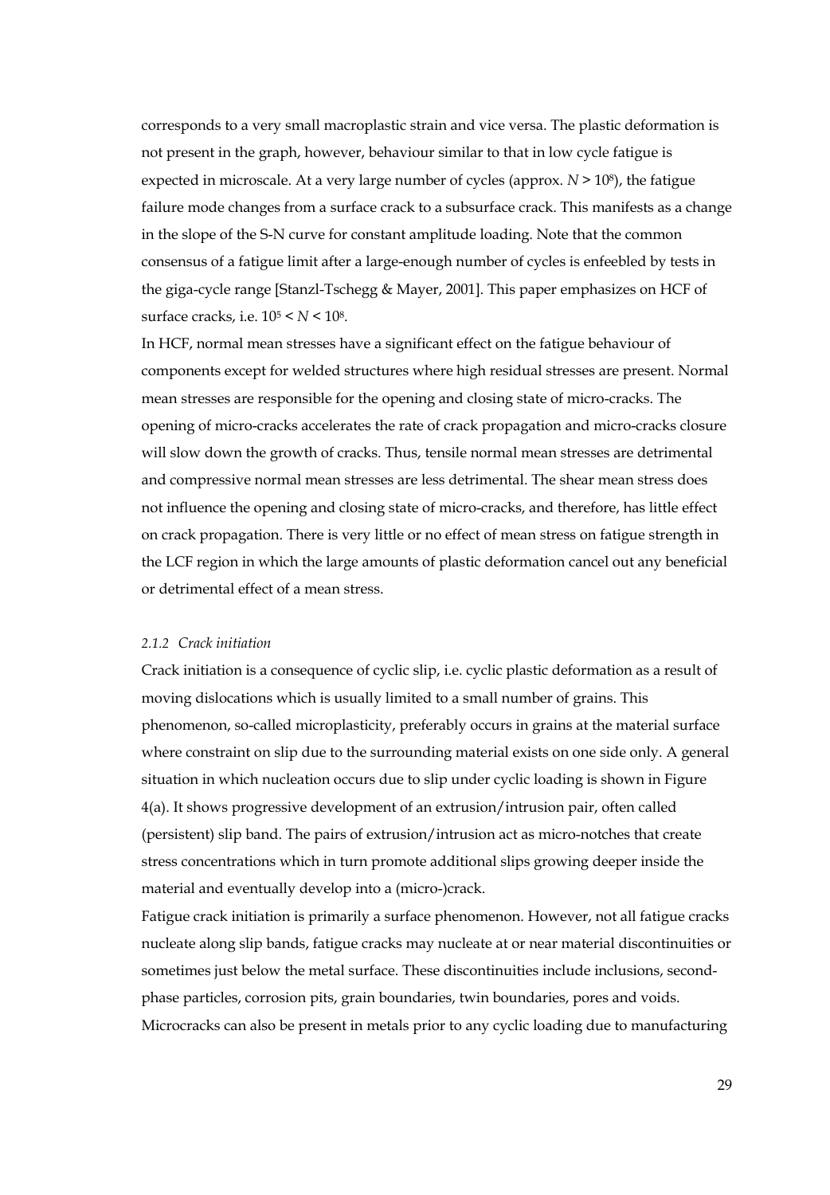corresponds to a very small macroplastic strain and vice versa. The plastic deformation is not present in the graph, however, behaviour similar to that in low cycle fatigue is expected in microscale. At a very large number of cycles (approx. $N > 10^8$), the fatigue failure mode changes from a surface crack to a subsurface crack. This manifests as a change in the slope of the S-N curve for constant amplitude loading. Note that the common consensus of a fatigue limit after a large-enough number of cycles is enfeebled by tests in the giga-cycle range [Stanzl-Tschegg & Mayer, 2001]. This paper emphasizes on HCF of surface cracks, i.e. $10^5 < N < 10^8$.

In HCF, normal mean stresses have a significant effect on the fatigue behaviour of components except for welded structures where high residual stresses are present. Normal mean stresses are responsible for the opening and closing state of micro-cracks. The opening of micro-cracks accelerates the rate of crack propagation and micro-cracks closure will slow down the growth of cracks. Thus, tensile normal mean stresses are detrimental and compressive normal mean stresses are less detrimental. The shear mean stress does not influence the opening and closing state of micro-cracks, and therefore, has little effect on crack propagation. There is very little or no effect of mean stress on fatigue strength in the LCF region in which the large amounts of plastic deformation cancel out any beneficial or detrimental effect of a mean stress.

#### *2.1.2 Crack initiation*

Crack initiation is a consequence of cyclic slip, i.e. cyclic plastic deformation as a result of moving dislocations which is usually limited to a small number of grains. This phenomenon, so-called microplasticity, preferably occurs in grains at the material surface where constraint on slip due to the surrounding material exists on one side only. A general situation in which nucleation occurs due to slip under cyclic loading is shown in Figure 4(a). It shows progressive development of an extrusion/intrusion pair, often called (persistent) slip band. The pairs of extrusion/intrusion act as micro-notches that create stress concentrations which in turn promote additional slips growing deeper inside the material and eventually develop into a (micro-)crack.

Fatigue crack initiation is primarily a surface phenomenon. However, not all fatigue cracks nucleate along slip bands, fatigue cracks may nucleate at or near material discontinuities or sometimes just below the metal surface. These discontinuities include inclusions, second-phase particles, corrosion pits, grain boundaries, twin boundaries, pores and voids. Microcracks can also be present in metals prior to any cyclic loading due to manufacturing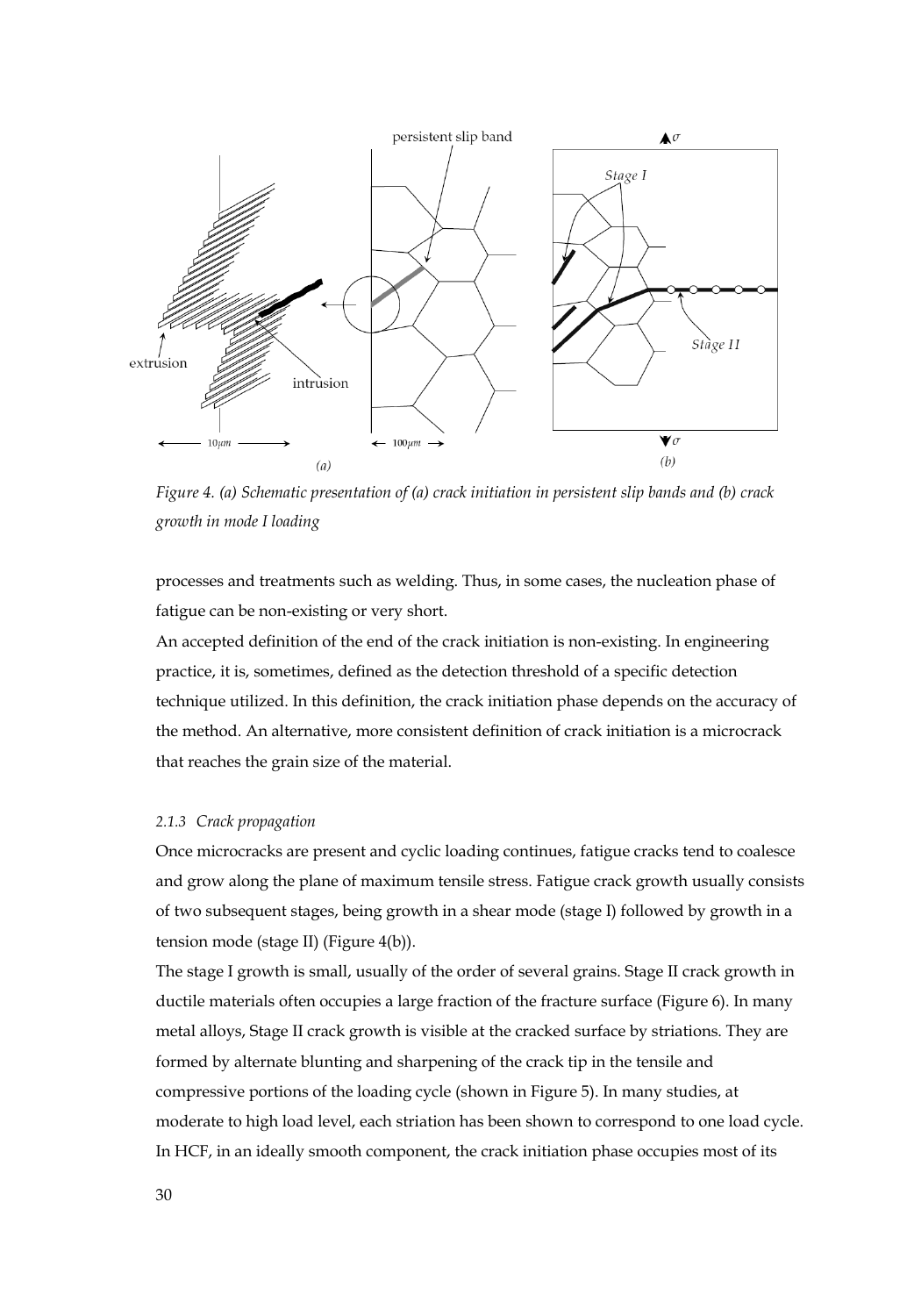*Figure 4. (a) Schematic presentation of (a) crack initiation in persistent slip bands and (b) crack growth in mode I loading*

processes and treatments such as welding. Thus, in some cases, the nucleation phase of fatigue can be non-existing or very short.

An accepted definition of the end of the crack initiation is non-existing. In engineering practice, it is, sometimes, defined as the detection threshold of a specific detection technique utilized. In this definition, the crack initiation phase depends on the accuracy of the method. An alternative, more consistent definition of crack initiation is a microcrack that reaches the grain size of the material.

### *2.1.3 Crack propagation*

Once microcracks are present and cyclic loading continues, fatigue cracks tend to coalesce and grow along the plane of maximum tensile stress. Fatigue crack growth usually consists of two subsequent stages, being growth in a shear mode (stage I) followed by growth in a tension mode (stage II) (Figure 4(b)).

The stage I growth is small, usually of the order of several grains. Stage II crack growth in ductile materials often occupies a large fraction of the fracture surface (Figure 6). In many metal alloys, Stage II crack growth is visible at the cracked surface by striations. They are formed by alternate blunting and sharpening of the crack tip in the tensile and compressive portions of the loading cycle (shown in Figure 5). In many studies, at moderate to high load level, each striation has been shown to correspond to one load cycle. In HCF, in an ideally smooth component, the crack initiation phase occupies most of its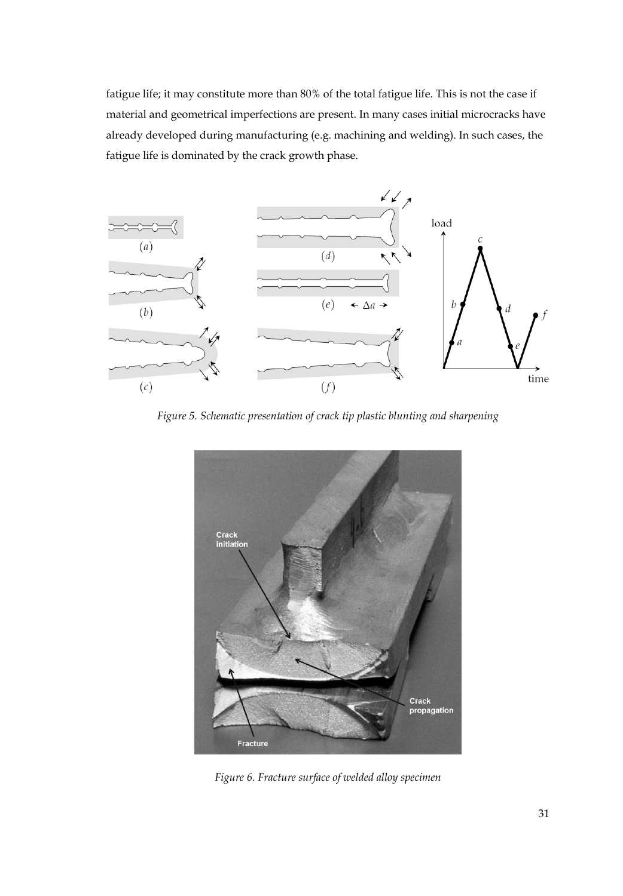fatigue life; it may constitute more than 80% of the total fatigue life. This is not the case if material and geometrical imperfections are present. In many cases initial microcracks have already developed during manufacturing (e.g. machining and welding). In such cases, the fatigue life is dominated by the crack growth phase.

*Figure 5. Schematic presentation of crack tip plastic blunting and sharpening*

*Figure 6. Fracture surface of welded alloy specimen*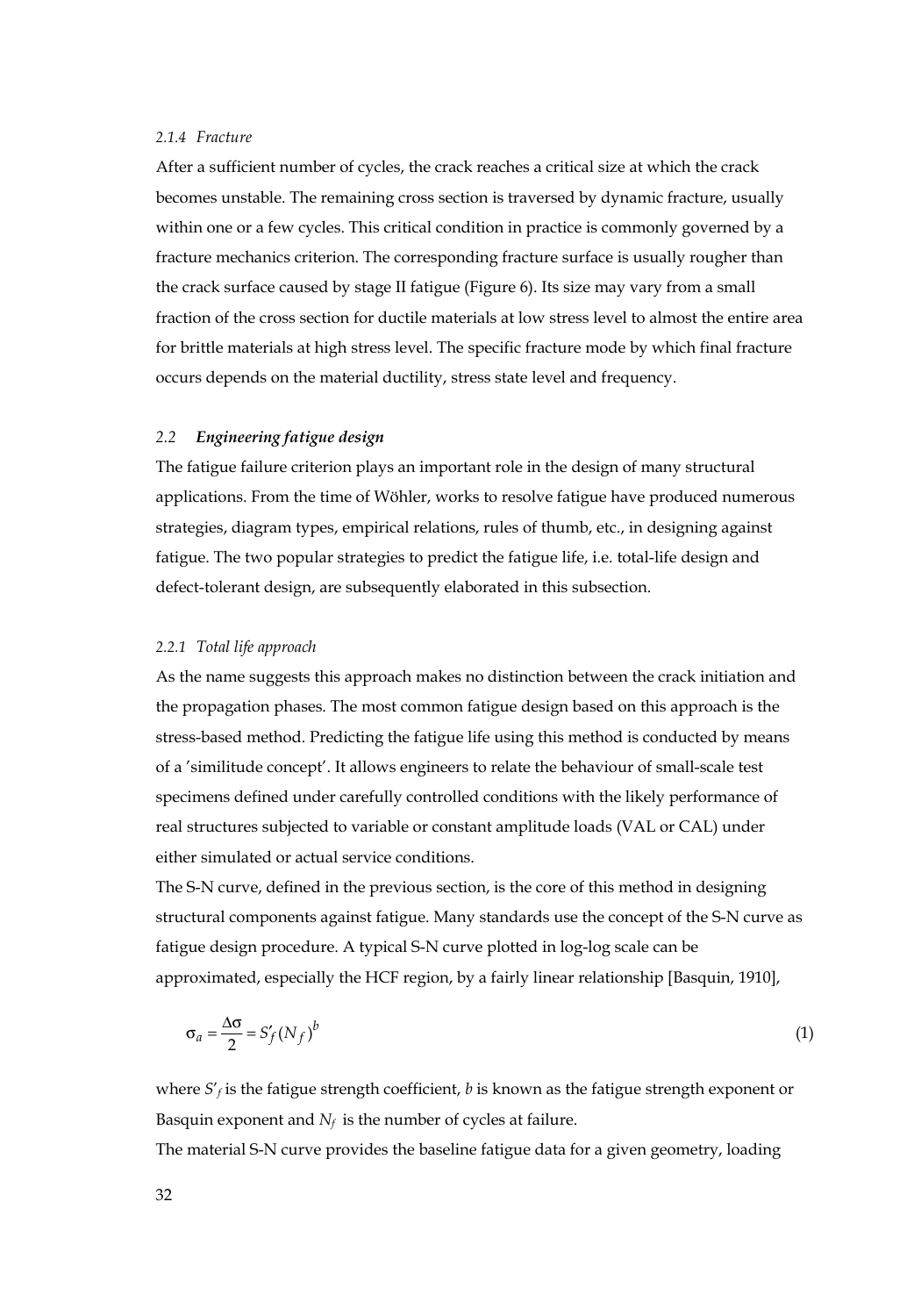#### *2.1.4 Fracture*

After a sufficient number of cycles, the crack reaches a critical size at which the crack becomes unstable. The remaining cross section is traversed by dynamic fracture, usually within one or a few cycles. This critical condition in practice is commonly governed by a fracture mechanics criterion. The corresponding fracture surface is usually rougher than the crack surface caused by stage II fatigue (Figure 6). Its size may vary from a small fraction of the cross section for ductile materials at low stress level to almost the entire area for brittle materials at high stress level. The specific fracture mode by which final fracture occurs depends on the material ductility, stress state level and frequency.

### *2.2 **Engineering fatigue design***

The fatigue failure criterion plays an important role in the design of many structural applications. From the time of Wöhler, works to resolve fatigue have produced numerous strategies, diagram types, empirical relations, rules of thumb, etc., in designing against fatigue. The two popular strategies to predict the fatigue life, i.e. total-life design and defect-tolerant design, are subsequently elaborated in this subsection.

#### *2.2.1 Total life approach*

As the name suggests this approach makes no distinction between the crack initiation and the propagation phases. The most common fatigue design based on this approach is the stress-based method. Predicting the fatigue life using this method is conducted by means of a 'similitude concept'. It allows engineers to relate the behaviour of small-scale test specimens defined under carefully controlled conditions with the likely performance of real structures subjected to variable or constant amplitude loads (VAL or CAL) under either simulated or actual service conditions.

The S-N curve, defined in the previous section, is the core of this method in designing structural components against fatigue. Many standards use the concept of the S-N curve as fatigue design procedure. A typical S-N curve plotted in log-log scale can be approximated, especially the HCF region, by a fairly linear relationship [Basquin, 1910],

$$\sigma_a = \frac{\Delta\sigma}{2} = S'_f (N_f)^b \tag{1}$$

where $S'_f$ is the fatigue strength coefficient, $b$ is known as the fatigue strength exponent or Basquin exponent and $N_f$ is the number of cycles at failure.

The material S-N curve provides the baseline fatigue data for a given geometry, loading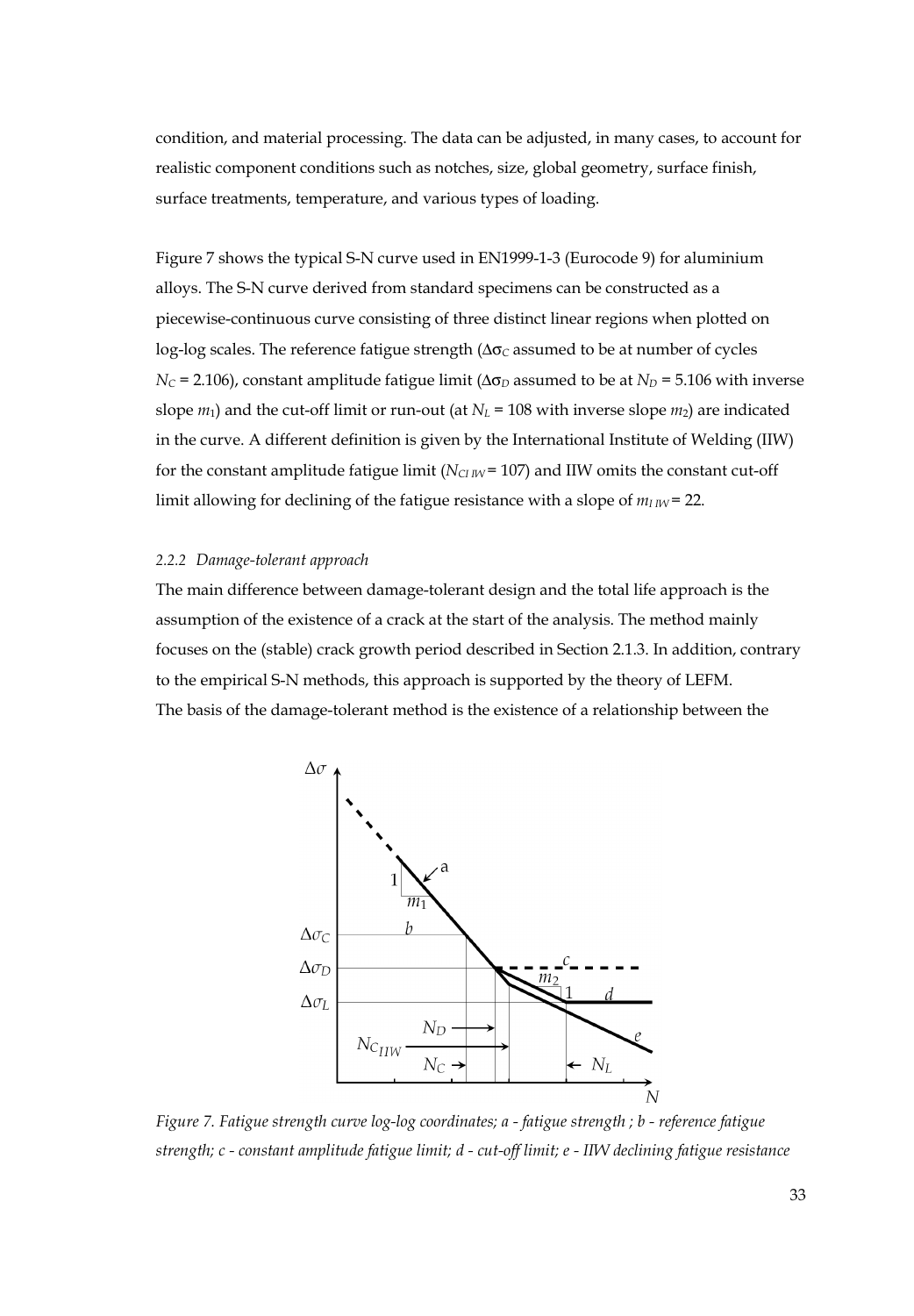condition, and material processing. The data can be adjusted, in many cases, to account for realistic component conditions such as notches, size, global geometry, surface finish, surface treatments, temperature, and various types of loading.

Figure 7 shows the typical S-N curve used in EN1999-1-3 (Eurocode 9) for aluminium alloys. The S-N curve derived from standard specimens can be constructed as a piecewise-continuous curve consisting of three distinct linear regions when plotted on log-log scales. The reference fatigue strength ($\Delta\sigma_C$ assumed to be at number of cycles $N_C$ = 2.106), constant amplitude fatigue limit ($\Delta\sigma_D$ assumed to be at $N_D$ = 5.106 with inverse slope $m_1$) and the cut-off limit or run-out (at $N_L$ = 108 with inverse slope $m_2$) are indicated in the curve. A different definition is given by the International Institute of Welding (IIW) for the constant amplitude fatigue limit ($N_{C\,IIW}$ = 107) and IIW omits the constant cut-off limit allowing for declining of the fatigue resistance with a slope of $m_{I\,IW}$ = 22.

### 2.2.2 *Damage-tolerant approach*

The main difference between damage-tolerant design and the total life approach is the assumption of the existence of a crack at the start of the analysis. The method mainly focuses on the (stable) crack growth period described in Section 2.1.3. In addition, contrary to the empirical S-N methods, this approach is supported by the theory of LEFM.
The basis of the damage-tolerant method is the existence of a relationship between the

*Figure 7. Fatigue strength curve log-log coordinates; a - fatigue strength ; b - reference fatigue strength; c - constant amplitude fatigue limit; d - cut-off limit; e - IIW declining fatigue resistance*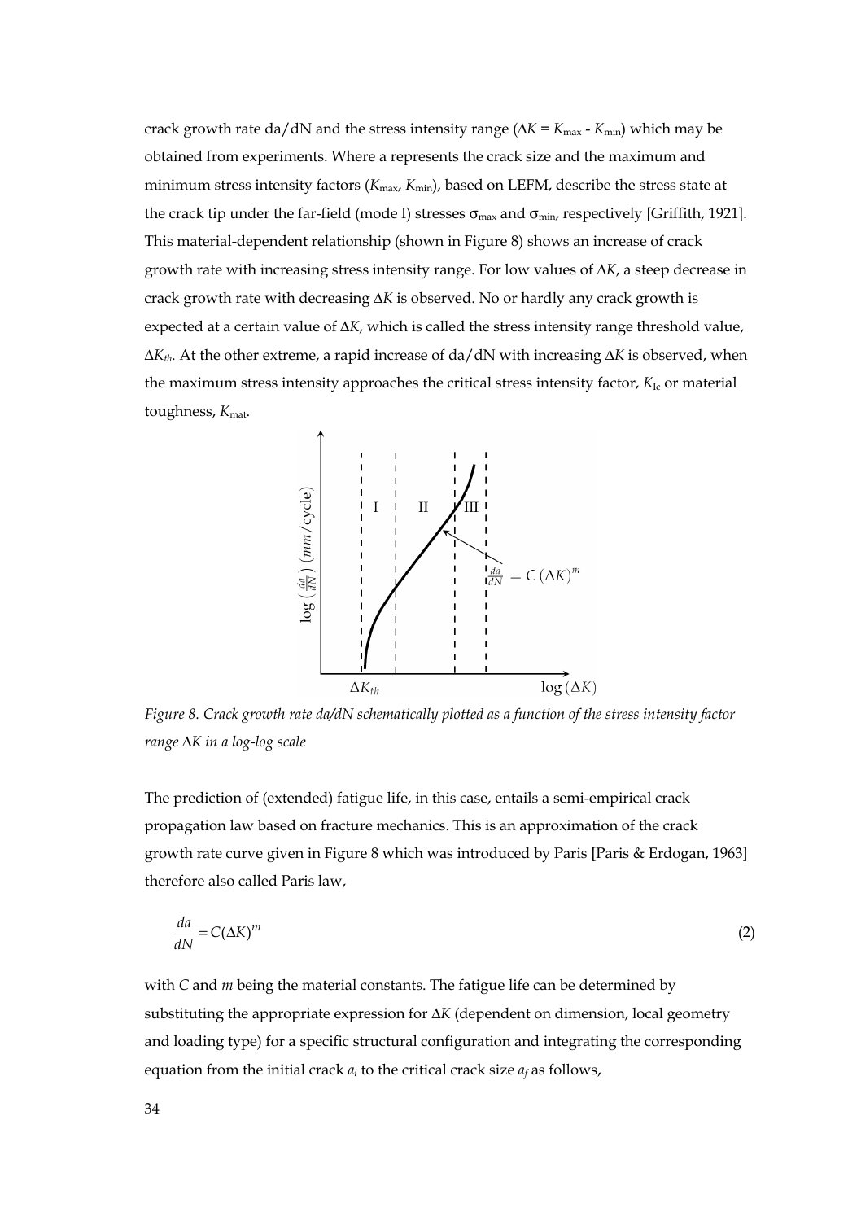crack growth rate da/dN and the stress intensity range ($\Delta K = K_{max} - K_{min}$) which may be obtained from experiments. Where a represents the crack size and the maximum and minimum stress intensity factors ($K_{max}$, $K_{min}$), based on LEFM, describe the stress state at the crack tip under the far-field (mode I) stresses $\sigma_{max}$ and $\sigma_{min}$, respectively [Griffith, 1921]. This material-dependent relationship (shown in Figure 8) shows an increase of crack growth rate with increasing stress intensity range. For low values of $\Delta K$, a steep decrease in crack growth rate with decreasing $\Delta K$ is observed. No or hardly any crack growth is expected at a certain value of $\Delta K$, which is called the stress intensity range threshold value, $\Delta K_{th}$. At the other extreme, a rapid increase of da/dN with increasing $\Delta K$ is observed, when the maximum stress intensity approaches the critical stress intensity factor, $K_{Ic}$ or material toughness, $K_{mat}$.

*Figure 8. Crack growth rate da/dN schematically plotted as a function of the stress intensity factor range $\Delta K$ in a log-log scale*

The prediction of (extended) fatigue life, in this case, entails a semi-empirical crack propagation law based on fracture mechanics. This is an approximation of the crack growth rate curve given in Figure 8 which was introduced by Paris [Paris & Erdogan, 1963] therefore also called Paris law,

$$\frac{da}{dN} = C(\Delta K)^m \tag{2}$$

with $C$ and $m$ being the material constants. The fatigue life can be determined by substituting the appropriate expression for $\Delta K$ (dependent on dimension, local geometry and loading type) for a specific structural configuration and integrating the corresponding equation from the initial crack $a_i$ to the critical crack size $a_f$ as follows,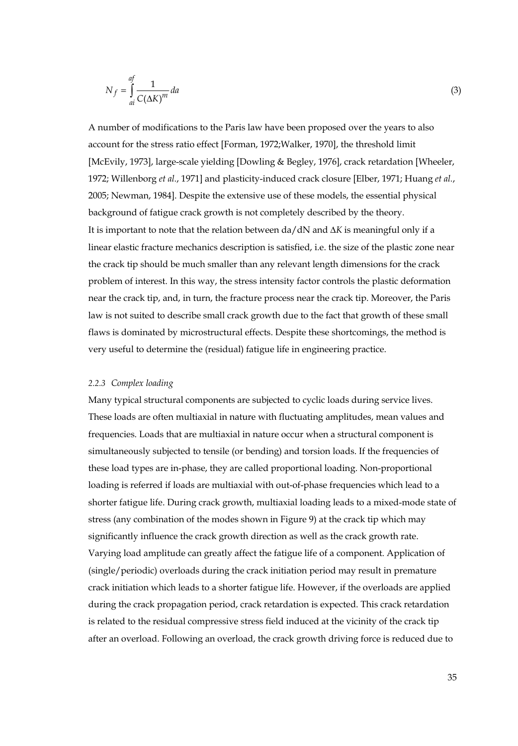$$N_f = \int_{ai}^{af} \frac{1}{C(\Delta K)^m} da \tag{3}$$

A number of modifications to the Paris law have been proposed over the years to also account for the stress ratio effect [Forman, 1972;Walker, 1970], the threshold limit [McEvily, 1973], large-scale yielding [Dowling & Begley, 1976], crack retardation [Wheeler, 1972; Willenborg *et al.*, 1971] and plasticity-induced crack closure [Elber, 1971; Huang *et al.*, 2005; Newman, 1984]. Despite the extensive use of these models, the essential physical background of fatigue crack growth is not completely described by the theory.
It is important to note that the relation between da/dN and $\Delta K$ is meaningful only if a linear elastic fracture mechanics description is satisfied, i.e. the size of the plastic zone near the crack tip should be much smaller than any relevant length dimensions for the crack problem of interest. In this way, the stress intensity factor controls the plastic deformation near the crack tip, and, in turn, the fracture process near the crack tip. Moreover, the Paris law is not suited to describe small crack growth due to the fact that growth of these small flaws is dominated by microstructural effects. Despite these shortcomings, the method is very useful to determine the (residual) fatigue life in engineering practice.

### *2.2.3 Complex loading*

Many typical structural components are subjected to cyclic loads during service lives. These loads are often multiaxial in nature with fluctuating amplitudes, mean values and frequencies. Loads that are multiaxial in nature occur when a structural component is simultaneously subjected to tensile (or bending) and torsion loads. If the frequencies of these load types are in-phase, they are called proportional loading. Non-proportional loading is referred if loads are multiaxial with out-of-phase frequencies which lead to a shorter fatigue life. During crack growth, multiaxial loading leads to a mixed-mode state of stress (any combination of the modes shown in Figure 9) at the crack tip which may significantly influence the crack growth direction as well as the crack growth rate.
Varying load amplitude can greatly affect the fatigue life of a component. Application of (single/periodic) overloads during the crack initiation period may result in premature crack initiation which leads to a shorter fatigue life. However, if the overloads are applied during the crack propagation period, crack retardation is expected. This crack retardation is related to the residual compressive stress field induced at the vicinity of the crack tip after an overload. Following an overload, the crack growth driving force is reduced due to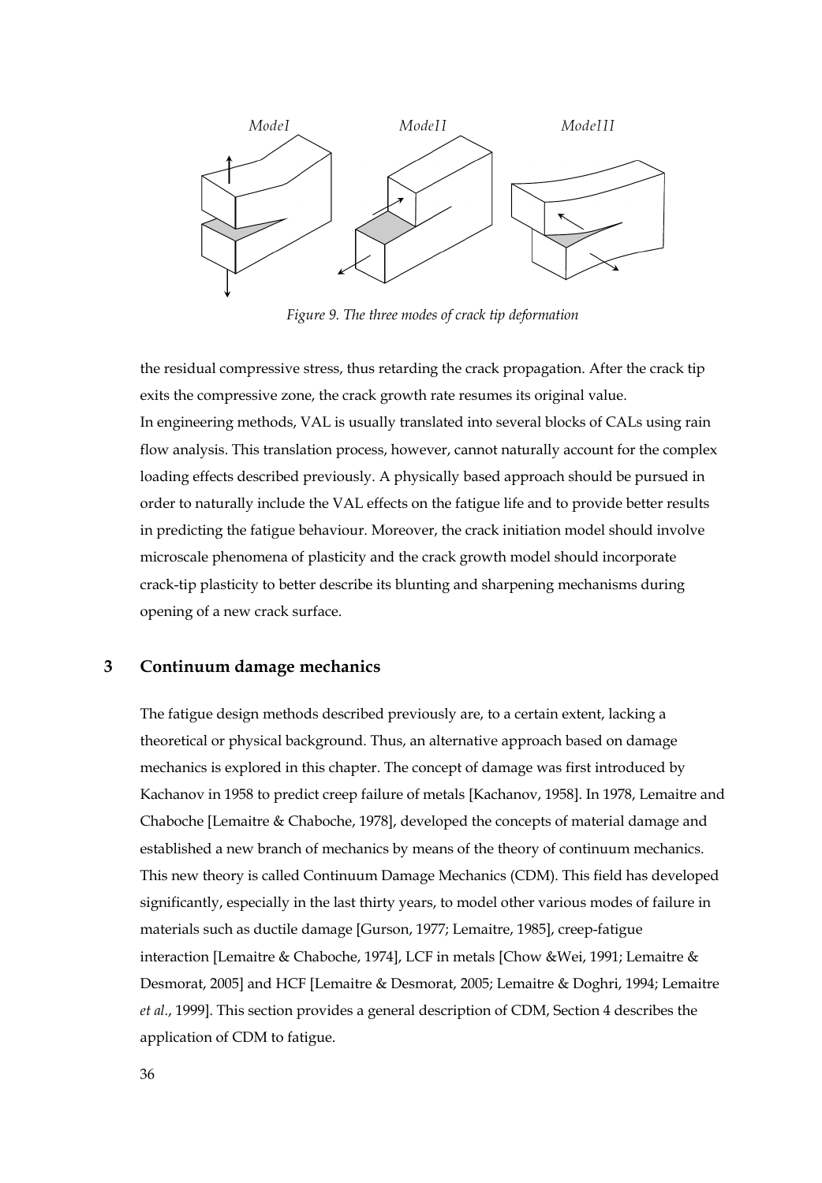*Figure 9. The three modes of crack tip deformation*

the residual compressive stress, thus retarding the crack propagation. After the crack tip exits the compressive zone, the crack growth rate resumes its original value.
In engineering methods, VAL is usually translated into several blocks of CALs using rain flow analysis. This translation process, however, cannot naturally account for the complex loading effects described previously. A physically based approach should be pursued in order to naturally include the VAL effects on the fatigue life and to provide better results in predicting the fatigue behaviour. Moreover, the crack initiation model should involve microscale phenomena of plasticity and the crack growth model should incorporate crack-tip plasticity to better describe its blunting and sharpening mechanisms during opening of a new crack surface.

## 3 Continuum damage mechanics

The fatigue design methods described previously are, to a certain extent, lacking a theoretical or physical background. Thus, an alternative approach based on damage mechanics is explored in this chapter. The concept of damage was first introduced by Kachanov in 1958 to predict creep failure of metals [Kachanov, 1958]. In 1978, Lemaitre and Chaboche [Lemaitre & Chaboche, 1978], developed the concepts of material damage and established a new branch of mechanics by means of the theory of continuum mechanics. This new theory is called Continuum Damage Mechanics (CDM). This field has developed significantly, especially in the last thirty years, to model other various modes of failure in materials such as ductile damage [Gurson, 1977; Lemaitre, 1985], creep-fatigue interaction [Lemaitre & Chaboche, 1974], LCF in metals [Chow &Wei, 1991; Lemaitre & Desmorat, 2005] and HCF [Lemaitre & Desmorat, 2005; Lemaitre & Doghri, 1994; Lemaitre *et al.*, 1999]. This section provides a general description of CDM, Section 4 describes the application of CDM to fatigue.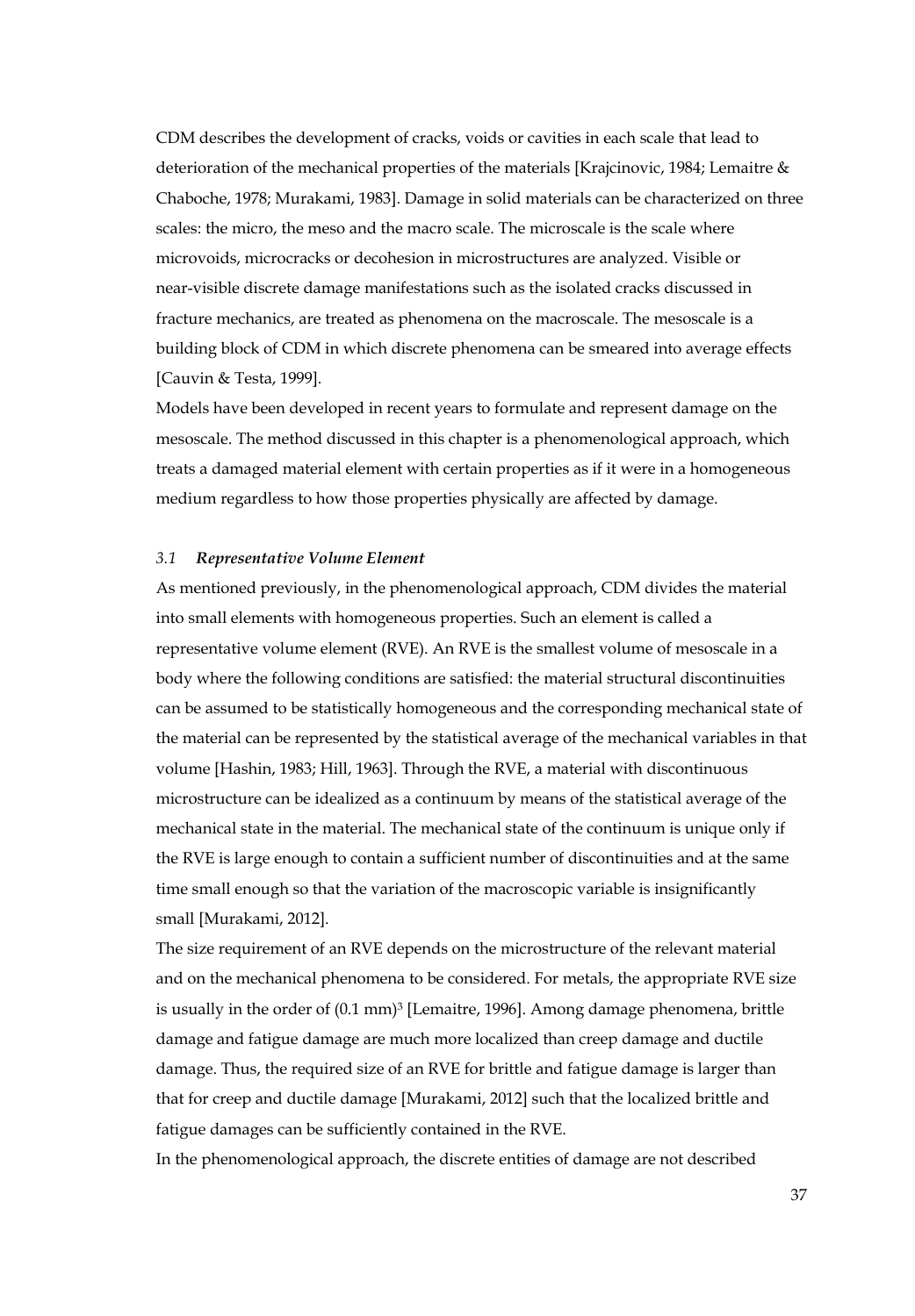CDM describes the development of cracks, voids or cavities in each scale that lead to deterioration of the mechanical properties of the materials [Krajcinovic, 1984; Lemaitre & Chaboche, 1978; Murakami, 1983]. Damage in solid materials can be characterized on three scales: the micro, the meso and the macro scale. The microscale is the scale where microvoids, microcracks or decohesion in microstructures are analyzed. Visible or near-visible discrete damage manifestations such as the isolated cracks discussed in fracture mechanics, are treated as phenomena on the macroscale. The mesoscale is a building block of CDM in which discrete phenomena can be smeared into average effects [Cauvin & Testa, 1999].

Models have been developed in recent years to formulate and represent damage on the mesoscale. The method discussed in this chapter is a phenomenological approach, which treats a damaged material element with certain properties as if it were in a homogeneous medium regardless to how those properties physically are affected by damage.

### *3.1 Representative Volume Element*

As mentioned previously, in the phenomenological approach, CDM divides the material into small elements with homogeneous properties. Such an element is called a representative volume element (RVE). An RVE is the smallest volume of mesoscale in a body where the following conditions are satisfied: the material structural discontinuities can be assumed to be statistically homogeneous and the corresponding mechanical state of the material can be represented by the statistical average of the mechanical variables in that volume [Hashin, 1983; Hill, 1963]. Through the RVE, a material with discontinuous microstructure can be idealized as a continuum by means of the statistical average of the mechanical state in the material. The mechanical state of the continuum is unique only if the RVE is large enough to contain a sufficient number of discontinuities and at the same time small enough so that the variation of the macroscopic variable is insignificantly small [Murakami, 2012].

The size requirement of an RVE depends on the microstructure of the relevant material and on the mechanical phenomena to be considered. For metals, the appropriate RVE size is usually in the order of $(0.1\ \text{mm})^3$ [Lemaitre, 1996]. Among damage phenomena, brittle damage and fatigue damage are much more localized than creep damage and ductile damage. Thus, the required size of an RVE for brittle and fatigue damage is larger than that for creep and ductile damage [Murakami, 2012] such that the localized brittle and fatigue damages can be sufficiently contained in the RVE.

In the phenomenological approach, the discrete entities of damage are not described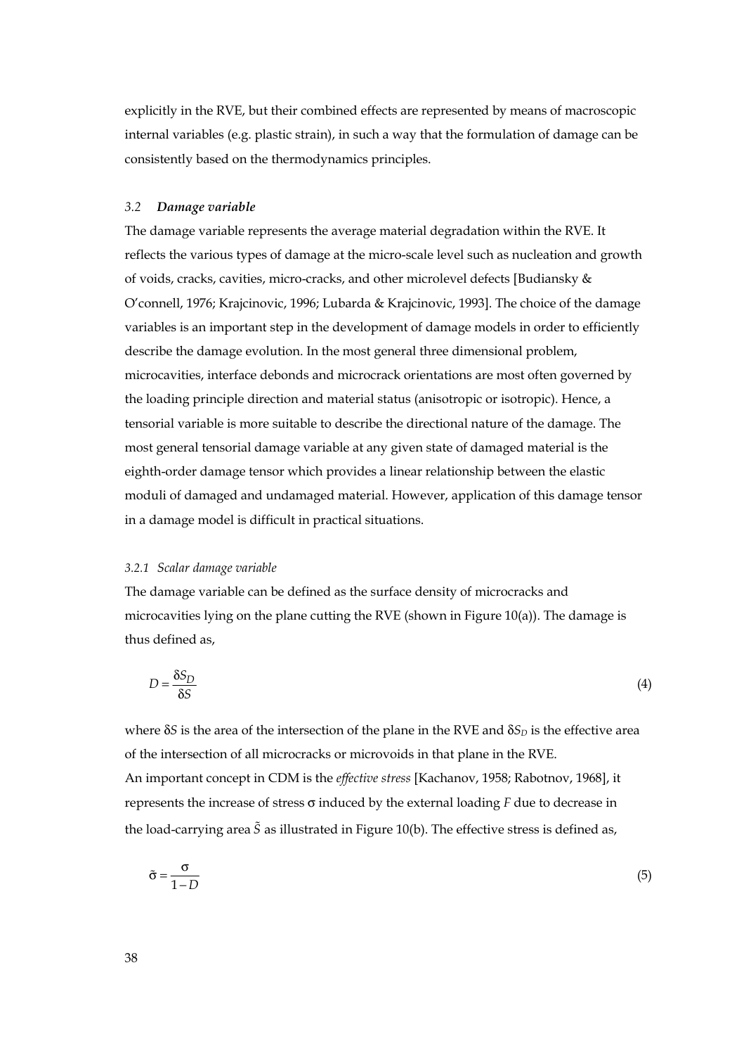explicitly in the RVE, but their combined effects are represented by means of macroscopic internal variables (e.g. plastic strain), in such a way that the formulation of damage can be consistently based on the thermodynamics principles.

### *3.2 Damage variable*

The damage variable represents the average material degradation within the RVE. It reflects the various types of damage at the micro-scale level such as nucleation and growth of voids, cracks, cavities, micro-cracks, and other microlevel defects [Budiansky & O'connell, 1976; Krajcinovic, 1996; Lubarda & Krajcinovic, 1993]. The choice of the damage variables is an important step in the development of damage models in order to efficiently describe the damage evolution. In the most general three dimensional problem, microcavities, interface debonds and microcrack orientations are most often governed by the loading principle direction and material status (anisotropic or isotropic). Hence, a tensorial variable is more suitable to describe the directional nature of the damage. The most general tensorial damage variable at any given state of damaged material is the eighth-order damage tensor which provides a linear relationship between the elastic moduli of damaged and undamaged material. However, application of this damage tensor in a damage model is difficult in practical situations.

#### *3.2.1 Scalar damage variable*

The damage variable can be defined as the surface density of microcracks and microcavities lying on the plane cutting the RVE (shown in Figure 10(a)). The damage is thus defined as,

$$D = \frac{\delta S_D}{\delta S} \tag{4}$$

where $\delta S$ is the area of the intersection of the plane in the RVE and $\delta S_D$ is the effective area of the intersection of all microcracks or microvoids in that plane in the RVE.
An important concept in CDM is the *effective stress* [Kachanov, 1958; Rabotnov, 1968], it represents the increase of stress $\sigma$ induced by the external loading $F$ due to decrease in the load-carrying area $\tilde{S}$ as illustrated in Figure 10(b). The effective stress is defined as,

$$\tilde{\sigma} = \frac{\sigma}{1-D} \tag{5}$$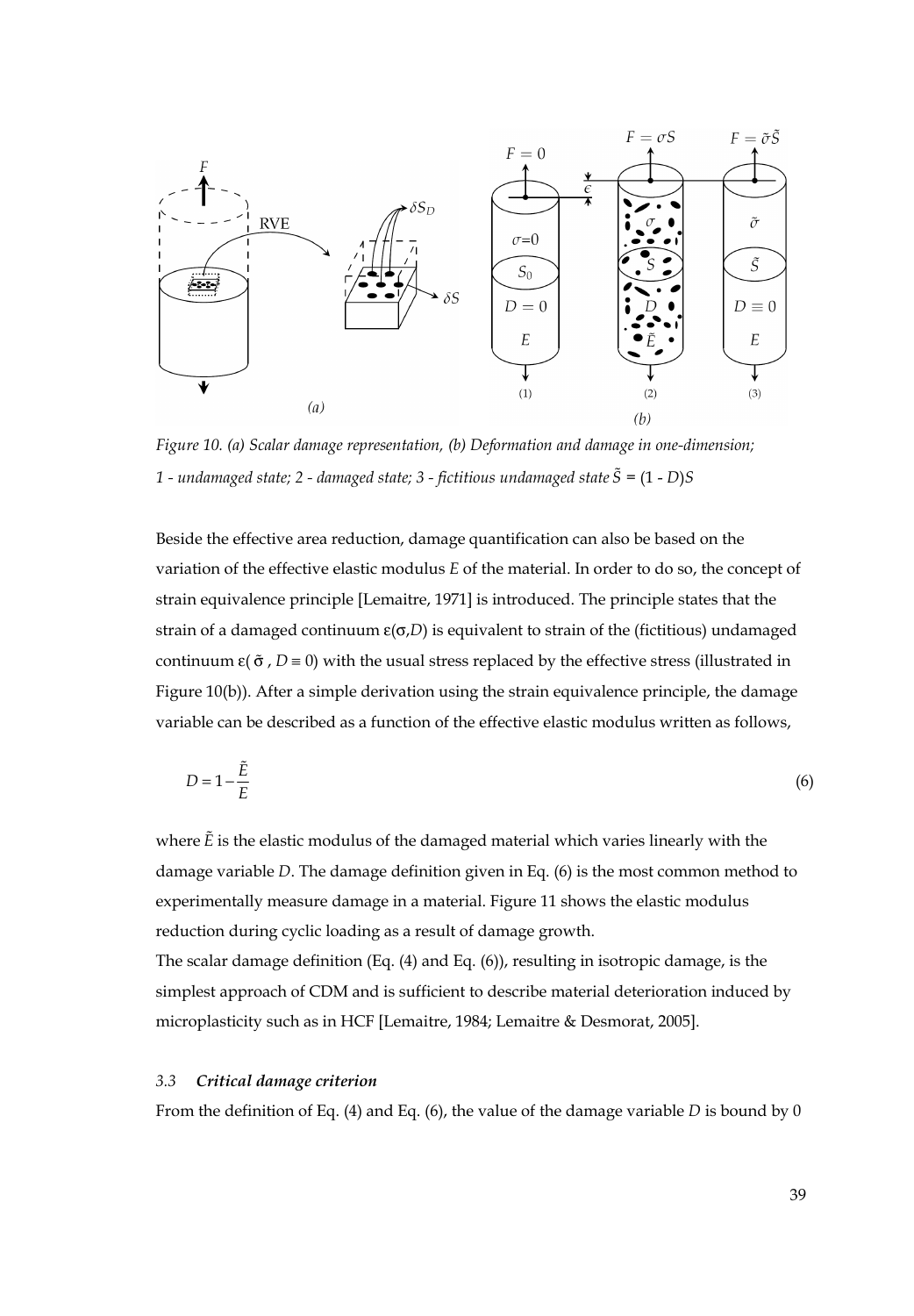*Figure 10. (a) Scalar damage representation, (b) Deformation and damage in one-dimension; 1 - undamaged state; 2 - damaged state; 3 - fictitious undamaged state $\tilde{S} = (1 - D)S$*

Beside the effective area reduction, damage quantification can also be based on the variation of the effective elastic modulus $E$ of the material. In order to do so, the concept of strain equivalence principle [Lemaitre, 1971] is introduced. The principle states that the strain of a damaged continuum $\varepsilon(\sigma, D)$ is equivalent to strain of the (fictitious) undamaged continuum $\varepsilon(\tilde{\sigma}, D \equiv 0)$ with the usual stress replaced by the effective stress (illustrated in Figure 10(b)). After a simple derivation using the strain equivalence principle, the damage variable can be described as a function of the effective elastic modulus written as follows,

$$D = 1 - \frac{\tilde{E}}{E} \tag{6}$$

where $\tilde{E}$ is the elastic modulus of the damaged material which varies linearly with the damage variable $D$. The damage definition given in Eq. (6) is the most common method to experimentally measure damage in a material. Figure 11 shows the elastic modulus reduction during cyclic loading as a result of damage growth.

The scalar damage definition (Eq. (4) and Eq. (6)), resulting in isotropic damage, is the simplest approach of CDM and is sufficient to describe material deterioration induced by microplasticity such as in HCF [Lemaitre, 1984; Lemaitre & Desmorat, 2005].

### *3.3 Critical damage criterion*

From the definition of Eq. (4) and Eq. (6), the value of the damage variable $D$ is bound by 0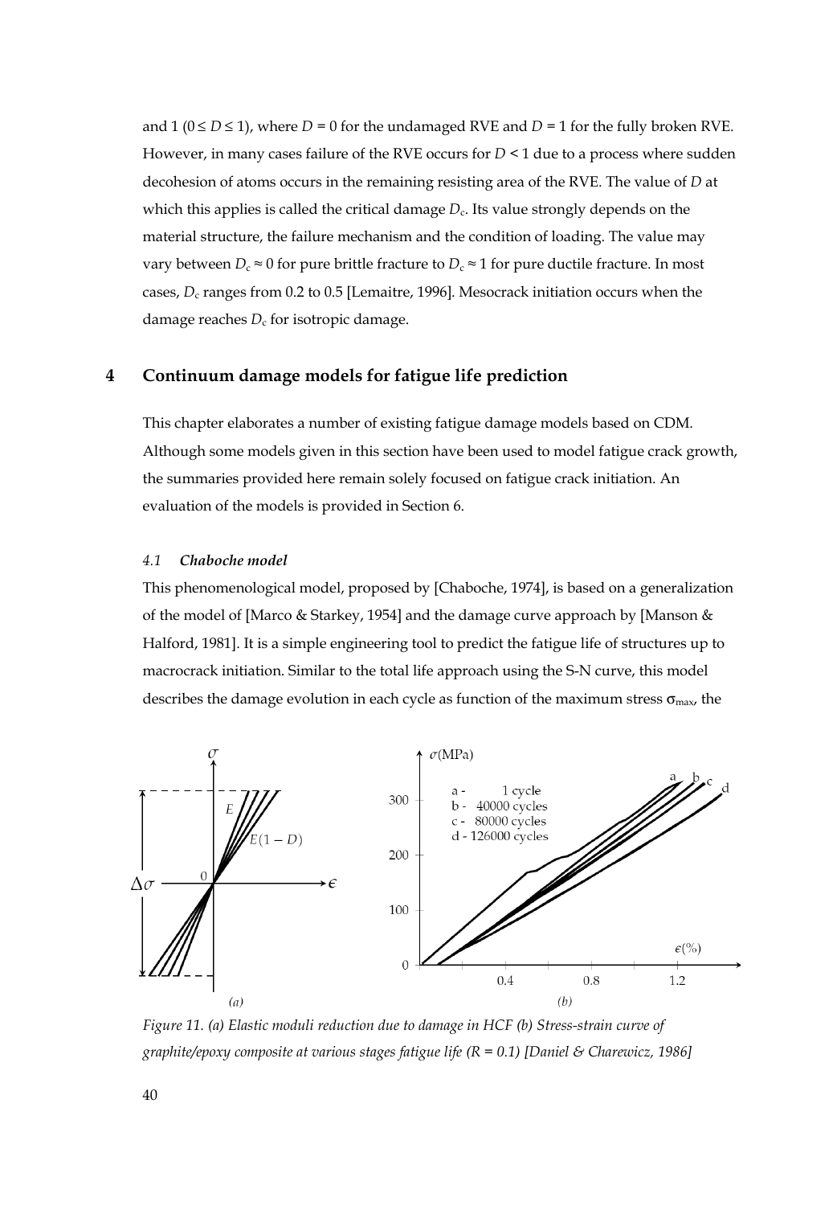and 1 ($0 \leq D \leq 1$), where $D = 0$ for the undamaged RVE and $D = 1$ for the fully broken RVE. However, in many cases failure of the RVE occurs for $D < 1$ due to a process where sudden decohesion of atoms occurs in the remaining resisting area of the RVE. The value of $D$ at which this applies is called the critical damage $D_c$. Its value strongly depends on the material structure, the failure mechanism and the condition of loading. The value may vary between $D_c \approx 0$ for pure brittle fracture to $D_c \approx 1$ for pure ductile fracture. In most cases, $D_c$ ranges from 0.2 to 0.5 [Lemaitre, 1996]. Mesocrack initiation occurs when the damage reaches $D_c$ for isotropic damage.

# 4 Continuum damage models for fatigue life prediction

This chapter elaborates a number of existing fatigue damage models based on CDM. Although some models given in this section have been used to model fatigue crack growth, the summaries provided here remain solely focused on fatigue crack initiation. An evaluation of the models is provided in Section 6.

## *4.1 Chaboche model*

This phenomenological model, proposed by [Chaboche, 1974], is based on a generalization of the model of [Marco & Starkey, 1954] and the damage curve approach by [Manson & Halford, 1981]. It is a simple engineering tool to predict the fatigue life of structures up to macrocrack initiation. Similar to the total life approach using the S-N curve, this model describes the damage evolution in each cycle as function of the maximum stress $\sigma_{max}$, the

*Figure 11. (a) Elastic moduli reduction due to damage in HCF (b) Stress-strain curve of graphite/epoxy composite at various stages fatigue life (R = 0.1) [Daniel & Charewicz, 1986]*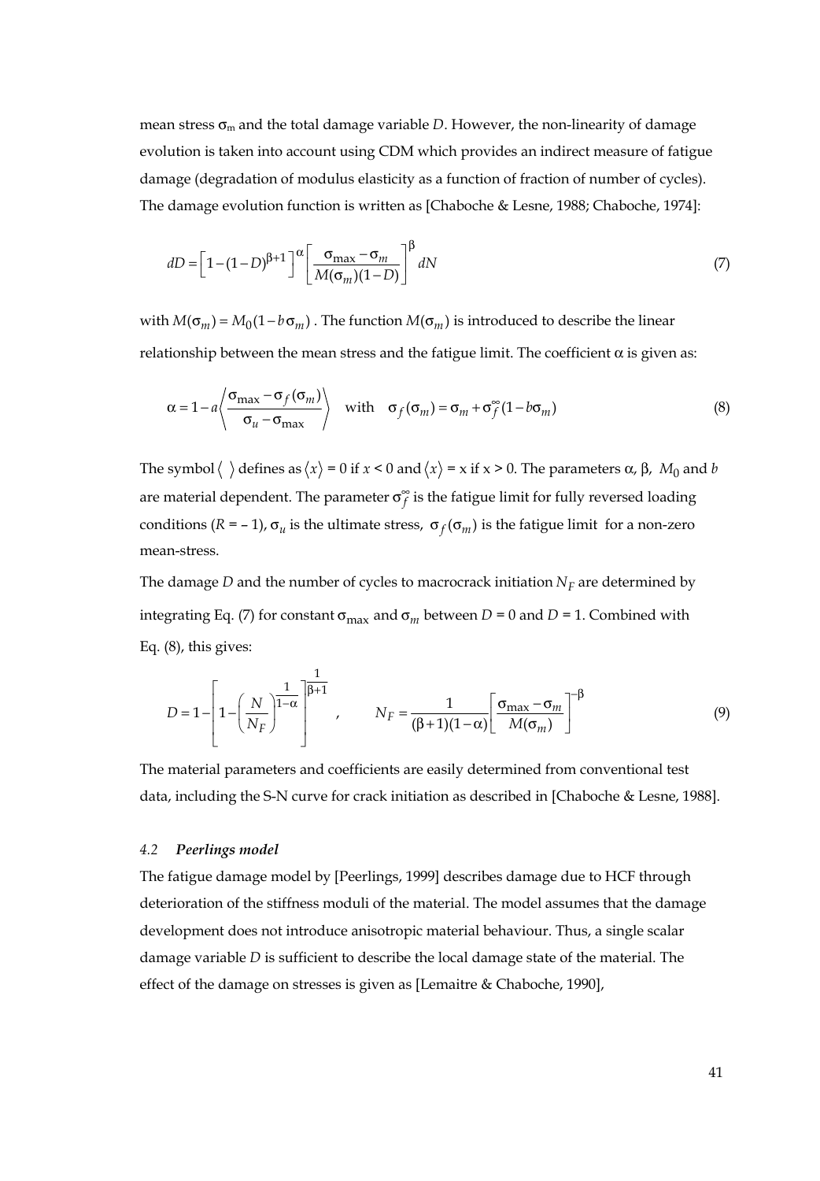mean stress $\sigma_m$ and the total damage variable $D$. However, the non-linearity of damage evolution is taken into account using CDM which provides an indirect measure of fatigue damage (degradation of modulus elasticity as a function of fraction of number of cycles). The damage evolution function is written as [Chaboche & Lesne, 1988; Chaboche, 1974]:

$$dD = \left[1-(1-D)^{\beta+1}\right]^{\alpha}\left[\frac{\sigma_{\max}-\sigma_m}{M(\sigma_m)(1-D)}\right]^{\beta} dN \tag{7}$$

with $M(\sigma_m) = M_0(1-b\sigma_m)$ . The function $M(\sigma_m)$ is introduced to describe the linear relationship between the mean stress and the fatigue limit. The coefficient $\alpha$ is given as:

$$\alpha = 1 - a\left\langle\frac{\sigma_{\max}-\sigma_f(\sigma_m)}{\sigma_u-\sigma_{\max}}\right\rangle \quad \text{with} \quad \sigma_f(\sigma_m) = \sigma_m + \sigma_f^{\infty}(1-b\sigma_m) \tag{8}$$

The symbol $\langle\ \rangle$ defines as $\langle x\rangle = 0$ if $x < 0$ and $\langle x\rangle = x$ if $x > 0$. The parameters $\alpha$, $\beta$, $M_0$ and $b$ are material dependent. The parameter $\sigma_f^{\infty}$ is the fatigue limit for fully reversed loading conditions ($R = -1$), $\sigma_u$ is the ultimate stress, $\sigma_f(\sigma_m)$ is the fatigue limit for a non-zero mean-stress.

The damage $D$ and the number of cycles to macrocrack initiation $N_F$ are determined by integrating Eq. (7) for constant $\sigma_{\max}$ and $\sigma_m$ between $D = 0$ and $D = 1$. Combined with Eq. (8), this gives:

$$D = 1-\left[1-\left(\frac{N}{N_F}\right)^{\frac{1}{1-\alpha}}\right]^{\frac{1}{\beta+1}}, \qquad N_F = \frac{1}{(\beta+1)(1-\alpha)}\left[\frac{\sigma_{\max}-\sigma_m}{M(\sigma_m)}\right]^{-\beta} \tag{9}$$

The material parameters and coefficients are easily determined from conventional test data, including the S-N curve for crack initiation as described in [Chaboche & Lesne, 1988].

### *4.2 Peerlings model*

The fatigue damage model by [Peerlings, 1999] describes damage due to HCF through deterioration of the stiffness moduli of the material. The model assumes that the damage development does not introduce anisotropic material behaviour. Thus, a single scalar damage variable $D$ is sufficient to describe the local damage state of the material. The effect of the damage on stresses is given as [Lemaitre & Chaboche, 1990],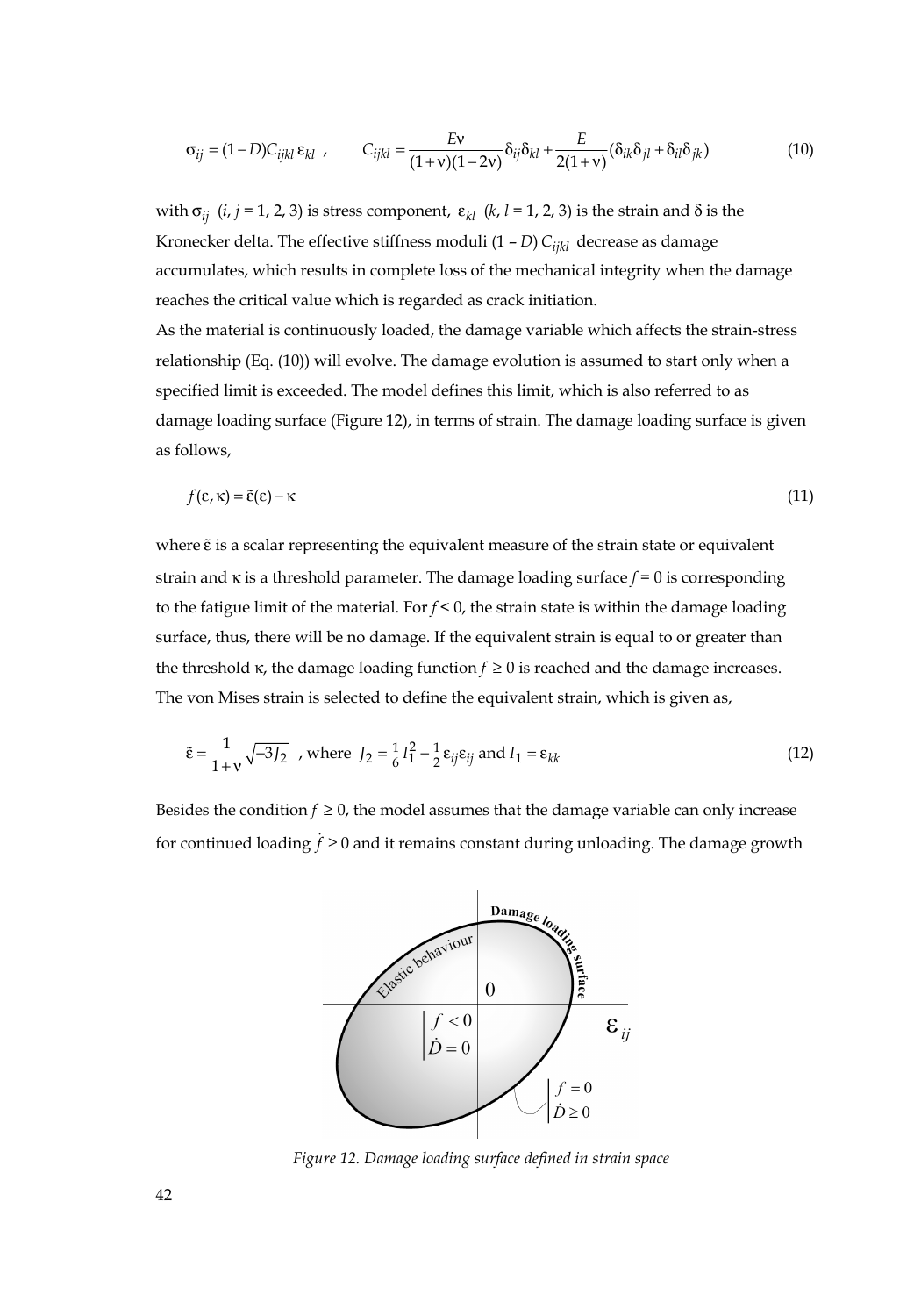$$\sigma_{ij} = (1 - D) C_{ijkl}\, \varepsilon_{kl} \ , \qquad C_{ijkl} = \frac{E\nu}{(1+\nu)(1-2\nu)} \delta_{ij}\delta_{kl} + \frac{E}{2(1+\nu)} (\delta_{ik}\delta_{jl} + \delta_{il}\delta_{jk}) \tag{10}$$

with $\sigma_{ij}$ ($i$, $j$ = 1, 2, 3) is stress component, $\varepsilon_{kl}$ ($k$, $l$ = 1, 2, 3) is the strain and $\delta$ is the Kronecker delta. The effective stiffness moduli $(1 - D)\, C_{ijkl}$ decrease as damage accumulates, which results in complete loss of the mechanical integrity when the damage reaches the critical value which is regarded as crack initiation.

As the material is continuously loaded, the damage variable which affects the strain-stress relationship (Eq. (10)) will evolve. The damage evolution is assumed to start only when a specified limit is exceeded. The model defines this limit, which is also referred to as damage loading surface (Figure 12), in terms of strain. The damage loading surface is given as follows,

$$f(\varepsilon, \kappa) = \tilde{\varepsilon}(\varepsilon) - \kappa \tag{11}$$

where $\tilde{\varepsilon}$ is a scalar representing the equivalent measure of the strain state or equivalent strain and $\kappa$ is a threshold parameter. The damage loading surface $f = 0$ is corresponding to the fatigue limit of the material. For $f < 0$, the strain state is within the damage loading surface, thus, there will be no damage. If the equivalent strain is equal to or greater than the threshold $\kappa$, the damage loading function $f \geq 0$ is reached and the damage increases. The von Mises strain is selected to define the equivalent strain, which is given as,

$$\tilde{\varepsilon} = \frac{1}{1+\nu}\sqrt{-3J_2} \ \text{, where } J_2 = \tfrac{1}{6} I_1^2 - \tfrac{1}{2}\varepsilon_{ij}\varepsilon_{ij} \text{ and } I_1 = \varepsilon_{kk} \tag{12}$$

Besides the condition $f \geq 0$, the model assumes that the damage variable can only increase for continued loading $\dot{f} \geq 0$ and it remains constant during unloading. The damage growth

*Figure 12. Damage loading surface defined in strain space*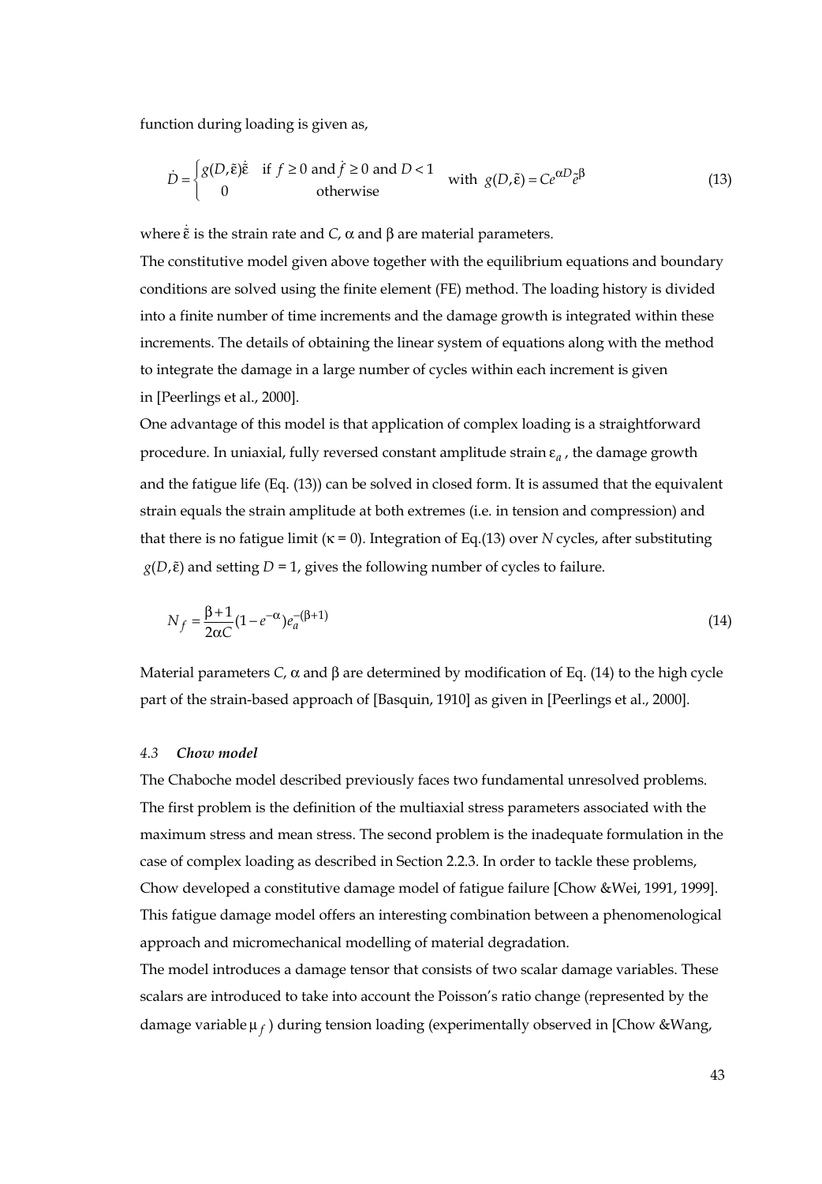function during loading is given as,

$$\dot{D} = \begin{cases} g(D,\tilde{\varepsilon})\dot{\tilde{\varepsilon}} & \text{if } f \geq 0 \text{ and } \dot{f} \geq 0 \text{ and } D < 1 \\ 0 & \text{otherwise} \end{cases} \quad \text{with } g(D,\tilde{\varepsilon}) = Ce^{\alpha D}\tilde{e}^{\beta} \tag{13}$$

where $\dot{\tilde{\varepsilon}}$ is the strain rate and $C$, $\alpha$ and $\beta$ are material parameters.

The constitutive model given above together with the equilibrium equations and boundary conditions are solved using the finite element (FE) method. The loading history is divided into a finite number of time increments and the damage growth is integrated within these increments. The details of obtaining the linear system of equations along with the method to integrate the damage in a large number of cycles within each increment is given in [Peerlings et al., 2000].

One advantage of this model is that application of complex loading is a straightforward procedure. In uniaxial, fully reversed constant amplitude strain $\varepsilon_a$, the damage growth and the fatigue life (Eq. (13)) can be solved in closed form. It is assumed that the equivalent strain equals the strain amplitude at both extremes (i.e. in tension and compression) and that there is no fatigue limit ($\kappa = 0$). Integration of Eq.(13) over $N$ cycles, after substituting $g(D,\tilde{\varepsilon})$ and setting $D = 1$, gives the following number of cycles to failure.

$$N_f = \frac{\beta+1}{2\alpha C}(1-e^{-\alpha})e_a^{-(\beta+1)} \tag{14}$$

Material parameters $C$, $\alpha$ and $\beta$ are determined by modification of Eq. (14) to the high cycle part of the strain-based approach of [Basquin, 1910] as given in [Peerlings et al., 2000].

### 4.3 *Chow model*

The Chaboche model described previously faces two fundamental unresolved problems. The first problem is the definition of the multiaxial stress parameters associated with the maximum stress and mean stress. The second problem is the inadequate formulation in the case of complex loading as described in Section 2.2.3. In order to tackle these problems, Chow developed a constitutive damage model of fatigue failure [Chow &Wei, 1991, 1999]. This fatigue damage model offers an interesting combination between a phenomenological approach and micromechanical modelling of material degradation.

The model introduces a damage tensor that consists of two scalar damage variables. These scalars are introduced to take into account the Poisson's ratio change (represented by the damage variable $\mu_f$) during tension loading (experimentally observed in [Chow &Wang,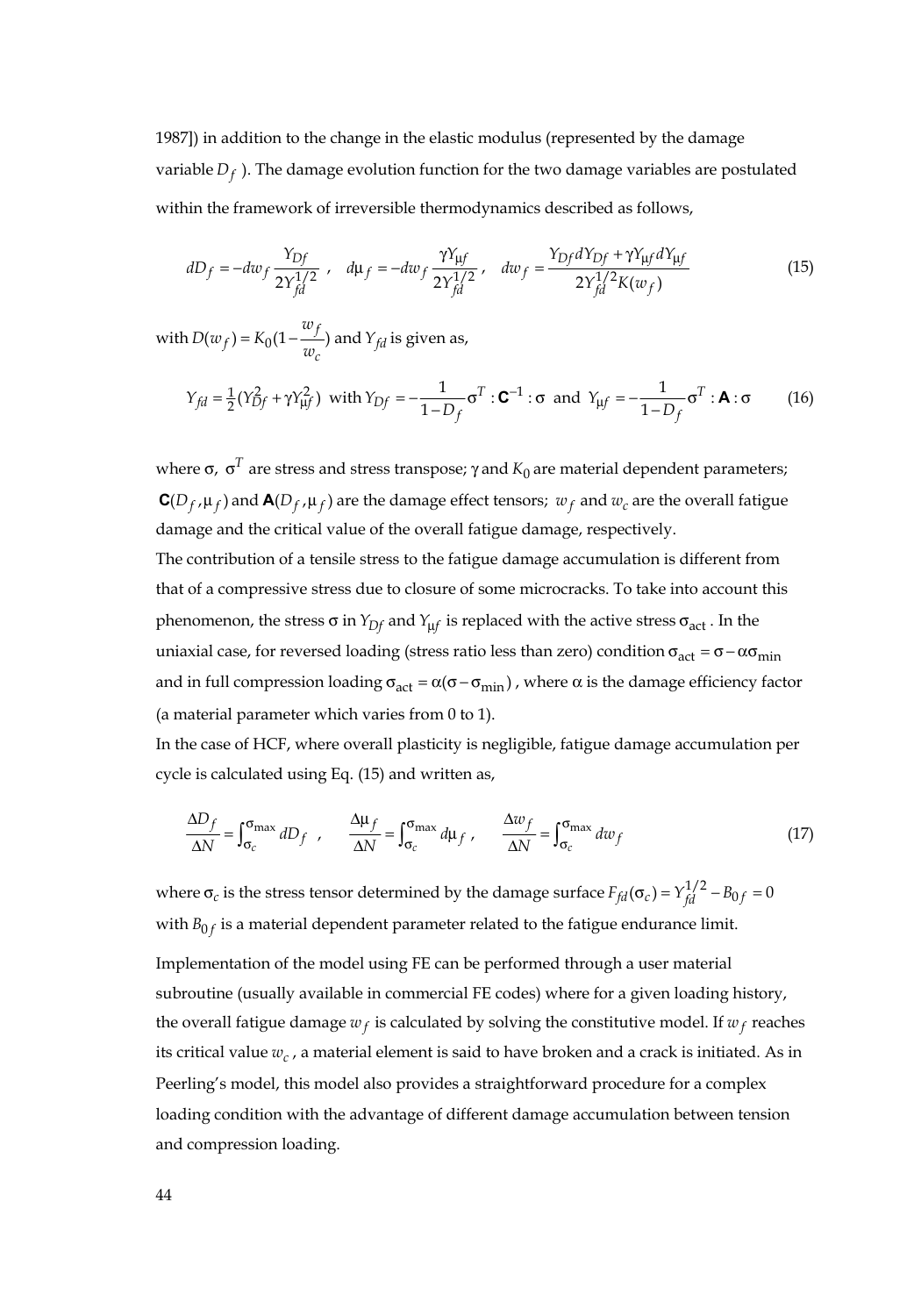1987]) in addition to the change in the elastic modulus (represented by the damage variable $D_f$). The damage evolution function for the two damage variables are postulated within the framework of irreversible thermodynamics described as follows,

$$dD_f = -dw_f \frac{Y_{Df}}{2Y_{fd}^{1/2}} \ , \quad d\mu_f = -dw_f \frac{\gamma Y_{\mu f}}{2Y_{fd}^{1/2}} \ , \quad dw_f = \frac{Y_{Df} dY_{Df} + \gamma Y_{\mu f} dY_{\mu f}}{2Y_{fd}^{1/2} K(w_f)} \tag{15}$$

with $D(w_f) = K_0(1 - \frac{w_f}{w_c})$ and $Y_{fd}$ is given as,

$$Y_{fd} = \tfrac{1}{2}(Y_{Df}^2 + \gamma Y_{\mu f}^2) \ \text{ with } Y_{Df} = -\frac{1}{1-D_f}\sigma^T : \mathbf{C}^{-1} : \sigma \ \text{ and } \ Y_{\mu f} = -\frac{1}{1-D_f}\sigma^T : \mathbf{A} : \sigma \tag{16}$$

where $\sigma$, $\sigma^T$ are stress and stress transpose; $\gamma$ and $K_0$ are material dependent parameters; $\mathbf{C}(D_f, \mu_f)$ and $\mathbf{A}(D_f, \mu_f)$ are the damage effect tensors; $w_f$ and $w_c$ are the overall fatigue damage and the critical value of the overall fatigue damage, respectively.

The contribution of a tensile stress to the fatigue damage accumulation is different from that of a compressive stress due to closure of some microcracks. To take into account this phenomenon, the stress $\sigma$ in $Y_{Df}$ and $Y_{\mu f}$ is replaced with the active stress $\sigma_{\text{act}}$. In the uniaxial case, for reversed loading (stress ratio less than zero) condition $\sigma_{\text{act}} = \sigma - \alpha\sigma_{\min}$ and in full compression loading $\sigma_{\text{act}} = \alpha(\sigma - \sigma_{\min})$, where $\alpha$ is the damage efficiency factor (a material parameter which varies from 0 to 1).

In the case of HCF, where overall plasticity is negligible, fatigue damage accumulation per cycle is calculated using Eq. (15) and written as,

$$\frac{\Delta D_f}{\Delta N} = \int_{\sigma_c}^{\sigma_{\max}} dD_f \ , \qquad \frac{\Delta \mu_f}{\Delta N} = \int_{\sigma_c}^{\sigma_{\max}} d\mu_f \ , \qquad \frac{\Delta w_f}{\Delta N} = \int_{\sigma_c}^{\sigma_{\max}} dw_f \tag{17}$$

where $\sigma_c$ is the stress tensor determined by the damage surface $F_{fd}(\sigma_c) = Y_{fd}^{1/2} - B_{0f} = 0$ with $B_{0f}$ is a material dependent parameter related to the fatigue endurance limit.

Implementation of the model using FE can be performed through a user material subroutine (usually available in commercial FE codes) where for a given loading history, the overall fatigue damage $w_f$ is calculated by solving the constitutive model. If $w_f$ reaches its critical value $w_c$, a material element is said to have broken and a crack is initiated. As in Peerling's model, this model also provides a straightforward procedure for a complex loading condition with the advantage of different damage accumulation between tension and compression loading.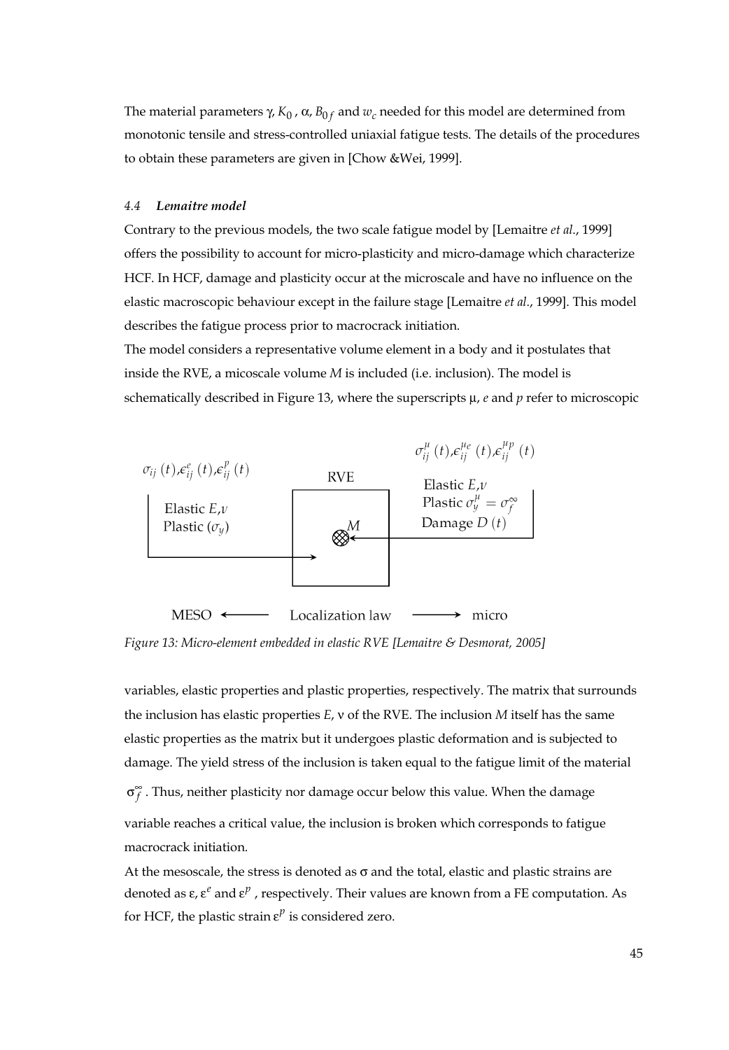The material parameters $\gamma$, $K_0$, $\alpha$, $B_{0f}$ and $w_c$ needed for this model are determined from monotonic tensile and stress-controlled uniaxial fatigue tests. The details of the procedures to obtain these parameters are given in [Chow &Wei, 1999].

### *4.4 Lemaitre model*

Contrary to the previous models, the two scale fatigue model by [Lemaitre *et al.*, 1999] offers the possibility to account for micro-plasticity and micro-damage which characterize HCF. In HCF, damage and plasticity occur at the microscale and have no influence on the elastic macroscopic behaviour except in the failure stage [Lemaitre *et al.*, 1999]. This model describes the fatigue process prior to macrocrack initiation.

The model considers a representative volume element in a body and it postulates that inside the RVE, a micoscale volume *M* is included (i.e. inclusion). The model is schematically described in Figure 13, where the superscripts $\mu$, $e$ and $p$ refer to microscopic

$\sigma_{ij}(t), \epsilon^{e}_{ij}(t), \epsilon^{p}_{ij}(t)$ — Elastic $E,\nu$ — Plastic $(\sigma_y)$

RVE — $M$

$\sigma^{\mu}_{ij}(t), \epsilon^{\mu e}_{ij}(t), \epsilon^{\mu p}_{ij}(t)$ — Elastic $E,\nu$ — Plastic $\sigma^{\mu}_{y} = \sigma^{\infty}_{f}$ — Damage $D(t)$

MESO ⟵ Localization law ⟶ micro

*Figure 13: Micro-element embedded in elastic RVE [Lemaitre & Desmorat, 2005]*

variables, elastic properties and plastic properties, respectively. The matrix that surrounds the inclusion has elastic properties $E$, $\nu$ of the RVE. The inclusion *M* itself has the same elastic properties as the matrix but it undergoes plastic deformation and is subjected to damage. The yield stress of the inclusion is taken equal to the fatigue limit of the material $\sigma^{\infty}_{f}$. Thus, neither plasticity nor damage occur below this value. When the damage variable reaches a critical value, the inclusion is broken which corresponds to fatigue macrocrack initiation.

At the mesoscale, the stress is denoted as $\sigma$ and the total, elastic and plastic strains are denoted as $\varepsilon$, $\varepsilon^{e}$ and $\varepsilon^{p}$, respectively. Their values are known from a FE computation. As for HCF, the plastic strain $\varepsilon^{p}$ is considered zero.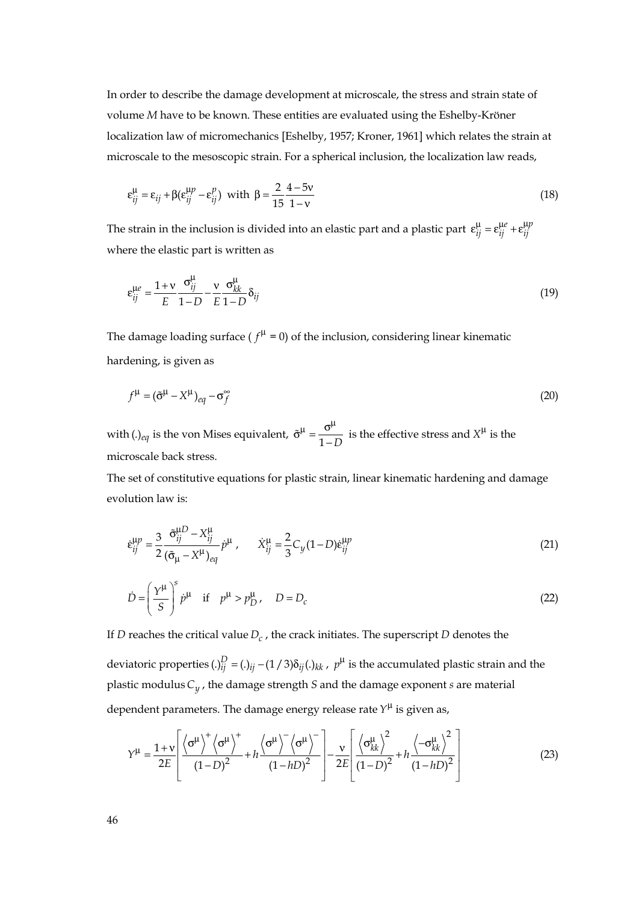In order to describe the damage development at microscale, the stress and strain state of volume $M$ have to be known. These entities are evaluated using the Eshelby-Kröner localization law of micromechanics [Eshelby, 1957; Kroner, 1961] which relates the strain at microscale to the mesoscopic strain. For a spherical inclusion, the localization law reads,

$$\varepsilon_{ij}^{\mu} = \varepsilon_{ij} + \beta(\varepsilon_{ij}^{\mu p} - \varepsilon_{ij}^{p}) \;\; \text{with} \;\; \beta = \frac{2}{15}\frac{4-5\nu}{1-\nu} \tag{18}$$

The strain in the inclusion is divided into an elastic part and a plastic part $\varepsilon_{ij}^{\mu} = \varepsilon_{ij}^{\mu e} + \varepsilon_{ij}^{\mu p}$ where the elastic part is written as

$$\varepsilon_{ij}^{\mu e} = \frac{1+\nu}{E}\frac{\sigma_{ij}^{\mu}}{1-D} - \frac{\nu}{E}\frac{\sigma_{kk}^{\mu}}{1-D}\delta_{ij} \tag{19}$$

The damage loading surface ( $f^{\mu}$ = 0) of the inclusion, considering linear kinematic hardening, is given as

$$f^{\mu} = (\tilde{\sigma}^{\mu} - X^{\mu})_{eq} - \sigma_f^{\infty} \tag{20}$$

with $(.)_{eq}$ is the von Mises equivalent, $\tilde{\sigma}^{\mu} = \dfrac{\sigma^{\mu}}{1-D}$ is the effective stress and $X^{\mu}$ is the microscale back stress.

The set of constitutive equations for plastic strain, linear kinematic hardening and damage evolution law is:

$$\dot{\varepsilon}_{ij}^{\mu p} = \frac{3}{2}\frac{\tilde{\sigma}_{ij}^{\mu D} - X_{ij}^{\mu}}{(\tilde{\sigma}_{\mu} - X^{\mu})_{eq}}\dot{p}^{\mu}\,, \qquad \dot{X}_{ij}^{\mu} = \frac{2}{3}C_y(1-D)\dot{\varepsilon}_{ij}^{\mu p} \tag{21}$$

$$\dot{D} = \left(\frac{Y^{\mu}}{S}\right)^{s}\dot{p}^{\mu} \quad \text{if} \quad p^{\mu} > p_D^{\mu}\,, \quad D = D_c \tag{22}$$

If $D$ reaches the critical value $D_c$ , the crack initiates. The superscript $D$ denotes the deviatoric properties $(.)_{ij}^{D} = (.)_{ij} - (1/3)\delta_{ij}(.)_{kk}$ , $p^{\mu}$ is the accumulated plastic strain and the plastic modulus $C_y$ , the damage strength $S$ and the damage exponent $s$ are material dependent parameters. The damage energy release rate $Y^{\mu}$ is given as,

$$Y^{\mu} = \frac{1+\nu}{2E}\left[\frac{\left\langle\sigma^{\mu}\right\rangle^{+}\left\langle\sigma^{\mu}\right\rangle^{+}}{(1-D)^2} + h\frac{\left\langle\sigma^{\mu}\right\rangle^{-}\left\langle\sigma^{\mu}\right\rangle^{-}}{(1-hD)^2}\right] - \frac{\nu}{2E}\left[\frac{\left\langle\sigma_{kk}^{\mu}\right\rangle^{2}}{(1-D)^2} + h\frac{\left\langle-\sigma_{kk}^{\mu}\right\rangle^{2}}{(1-hD)^2}\right] \tag{23}$$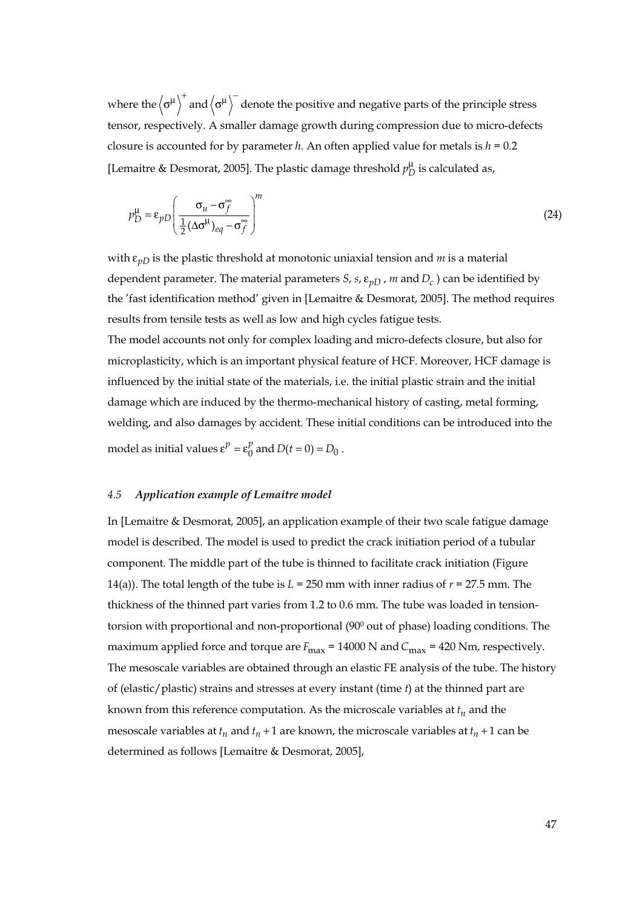where the $\langle \sigma^{\mu} \rangle^{+}$ and $\langle \sigma^{\mu} \rangle^{-}$ denote the positive and negative parts of the principle stress tensor, respectively. A smaller damage growth during compression due to micro-defects closure is accounted for by parameter $h$. An often applied value for metals is $h = 0.2$ [Lemaitre & Desmorat, 2005]. The plastic damage threshold $p_D^{\mu}$ is calculated as,

$$p_D^{\mu} = \varepsilon_{pD} \left( \frac{\sigma_u - \sigma_f^{\infty}}{\frac{1}{2}(\Delta\sigma^{\mu})_{eq} - \sigma_f^{\infty}} \right)^m \tag{24}$$

with $\varepsilon_{pD}$ is the plastic threshold at monotonic uniaxial tension and $m$ is a material dependent parameter. The material parameters $S$, $s$, $\varepsilon_{pD}$ , $m$ and $D_c$ ) can be identified by the 'fast identification method' given in [Lemaitre & Desmorat, 2005]. The method requires results from tensile tests as well as low and high cycles fatigue tests.

The model accounts not only for complex loading and micro-defects closure, but also for microplasticity, which is an important physical feature of HCF. Moreover, HCF damage is influenced by the initial state of the materials, i.e. the initial plastic strain and the initial damage which are induced by the thermo-mechanical history of casting, metal forming, welding, and also damages by accident. These initial conditions can be introduced into the model as initial values $\varepsilon^p = \varepsilon_0^p$ and $D(t=0) = D_0$ .

### 4.5 *Application example of Lemaitre model*

In [Lemaitre & Desmorat, 2005], an application example of their two scale fatigue damage model is described. The model is used to predict the crack initiation period of a tubular component. The middle part of the tube is thinned to facilitate crack initiation (Figure 14(a)). The total length of the tube is $L$ = 250 mm with inner radius of $r$ = 27.5 mm. The thickness of the thinned part varies from 1.2 to 0.6 mm. The tube was loaded in tension-torsion with proportional and non-proportional ($90^0$ out of phase) loading conditions. The maximum applied force and torque are $F_{\max}$ = 14000 N and $C_{\max}$ = 420 Nm, respectively. The mesoscale variables are obtained through an elastic FE analysis of the tube. The history of (elastic/plastic) strains and stresses at every instant (time $t$) at the thinned part are known from this reference computation. As the microscale variables at $t_n$ and the mesoscale variables at $t_n$ and $t_n + 1$ are known, the microscale variables at $t_n + 1$ can be determined as follows [Lemaitre & Desmorat, 2005],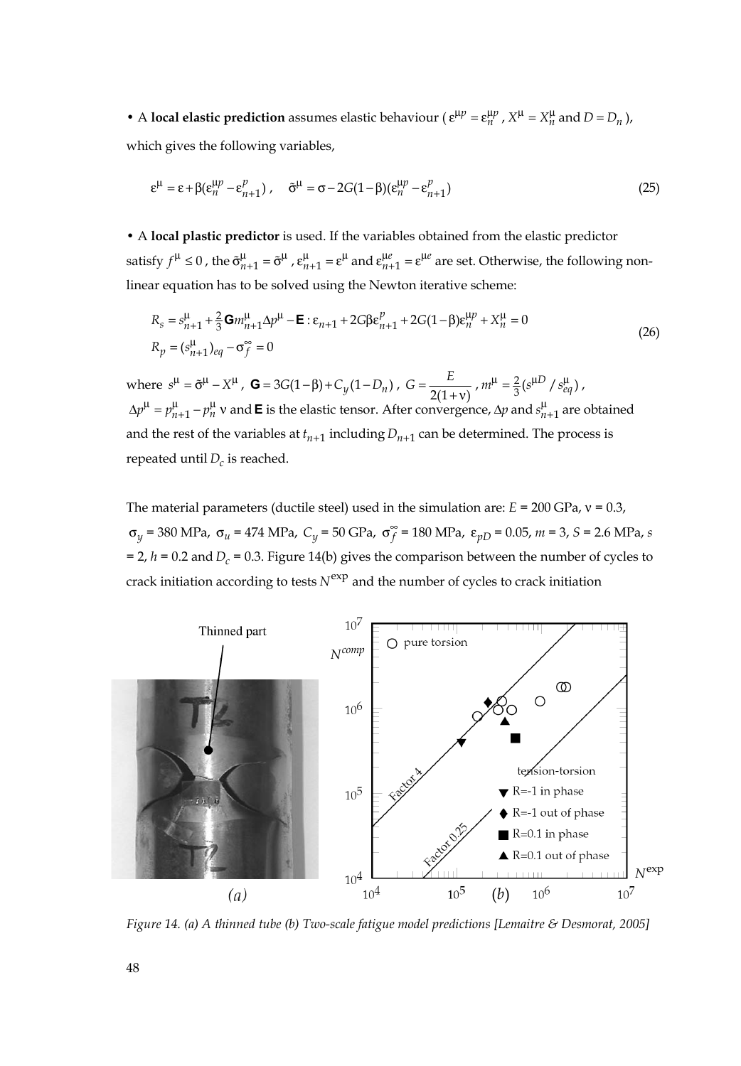• A **local elastic prediction** assumes elastic behaviour ( $\varepsilon^{\mu p} = \varepsilon_n^{\mu p}$ , $X^{\mu} = X_n^{\mu}$ and $D = D_n$ ), which gives the following variables,

$$\varepsilon^{\mu} = \varepsilon + \beta(\varepsilon_n^{\mu p} - \varepsilon_{n+1}^{p}), \quad \tilde{\sigma}^{\mu} = \sigma - 2G(1-\beta)(\varepsilon_n^{\mu p} - \varepsilon_{n+1}^{p}) \tag{25}$$

• A **local plastic predictor** is used. If the variables obtained from the elastic predictor satisfy $f^{\mu} \leq 0$ , the $\tilde{\sigma}_{n+1}^{\mu} = \tilde{\sigma}^{\mu}$ , $\varepsilon_{n+1}^{\mu} = \varepsilon^{\mu}$ and $\varepsilon_{n+1}^{\mu e} = \varepsilon^{\mu e}$ are set. Otherwise, the following non-linear equation has to be solved using the Newton iterative scheme:

$$\begin{aligned} R_s &= s_{n+1}^{\mu} + \tfrac{2}{3}\mathbf{G} m_{n+1}^{\mu} \Delta p^{\mu} - \mathbf{E} : \varepsilon_{n+1} + 2G\beta\varepsilon_{n+1}^{p} + 2G(1-\beta)\varepsilon_n^{\mu p} + X_n^{\mu} = 0 \\ R_p &= (s_{n+1}^{\mu})_{eq} - \sigma_f^{\infty} = 0 \end{aligned} \tag{26}$$

where $s^{\mu} = \tilde{\sigma}^{\mu} - X^{\mu}$ , $\mathbf{G} = 3G(1-\beta) + C_y(1-D_n)$ , $G = \dfrac{E}{2(1+\nu)}$ , $m^{\mu} = \frac{2}{3}(s^{\mu D} / s_{eq}^{\mu})$ , $\Delta p^{\mu} = p_{n+1}^{\mu} - p_n^{\mu}$ ν and $\mathbf{E}$ is the elastic tensor. After convergence, $\Delta p$ and $s_{n+1}^{\mu}$ are obtained and the rest of the variables at $t_{n+1}$ including $D_{n+1}$ can be determined. The process is repeated until $D_c$ is reached.

The material parameters (ductile steel) used in the simulation are: $E$ = 200 GPa, $\nu$ = 0.3, $\sigma_y$ = 380 MPa, $\sigma_u$ = 474 MPa, $C_y$ = 50 GPa, $\sigma_f^{\infty}$ = 180 MPa, $\varepsilon_{pD}$ = 0.05, $m$ = 3, $S$ = 2.6 MPa, $s$ = 2, $h$ = 0.2 and $D_c$ = 0.3. Figure 14(b) gives the comparison between the number of cycles to crack initiation according to tests $N^{\exp}$ and the number of cycles to crack initiation

*Figure 14. (a) A thinned tube (b) Two-scale fatigue model predictions [Lemaitre & Desmorat, 2005]*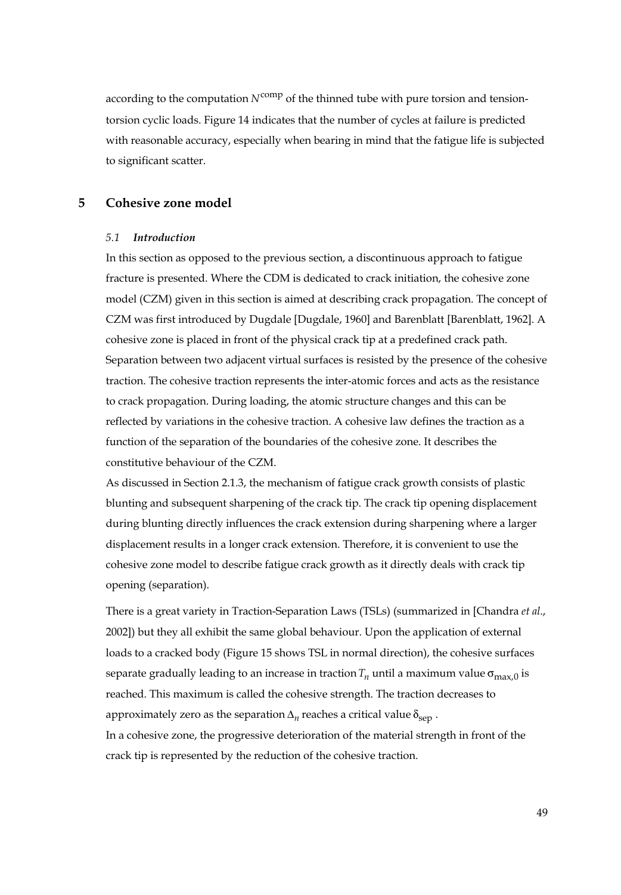according to the computation $N^{\text{comp}}$ of the thinned tube with pure torsion and tension-torsion cyclic loads. Figure 14 indicates that the number of cycles at failure is predicted with reasonable accuracy, especially when bearing in mind that the fatigue life is subjected to significant scatter.

## 5 Cohesive zone model

### *5.1 Introduction*

In this section as opposed to the previous section, a discontinuous approach to fatigue fracture is presented. Where the CDM is dedicated to crack initiation, the cohesive zone model (CZM) given in this section is aimed at describing crack propagation. The concept of CZM was first introduced by Dugdale [Dugdale, 1960] and Barenblatt [Barenblatt, 1962]. A cohesive zone is placed in front of the physical crack tip at a predefined crack path. Separation between two adjacent virtual surfaces is resisted by the presence of the cohesive traction. The cohesive traction represents the inter-atomic forces and acts as the resistance to crack propagation. During loading, the atomic structure changes and this can be reflected by variations in the cohesive traction. A cohesive law defines the traction as a function of the separation of the boundaries of the cohesive zone. It describes the constitutive behaviour of the CZM.

As discussed in Section 2.1.3, the mechanism of fatigue crack growth consists of plastic blunting and subsequent sharpening of the crack tip. The crack tip opening displacement during blunting directly influences the crack extension during sharpening where a larger displacement results in a longer crack extension. Therefore, it is convenient to use the cohesive zone model to describe fatigue crack growth as it directly deals with crack tip opening (separation).

There is a great variety in Traction-Separation Laws (TSLs) (summarized in [Chandra *et al*., 2002]) but they all exhibit the same global behaviour. Upon the application of external loads to a cracked body (Figure 15 shows TSL in normal direction), the cohesive surfaces separate gradually leading to an increase in traction $T_n$ until a maximum value $\sigma_{\max,0}$ is reached. This maximum is called the cohesive strength. The traction decreases to approximately zero as the separation $\Delta_n$ reaches a critical value $\delta_{\text{sep}}$ .

In a cohesive zone, the progressive deterioration of the material strength in front of the crack tip is represented by the reduction of the cohesive traction.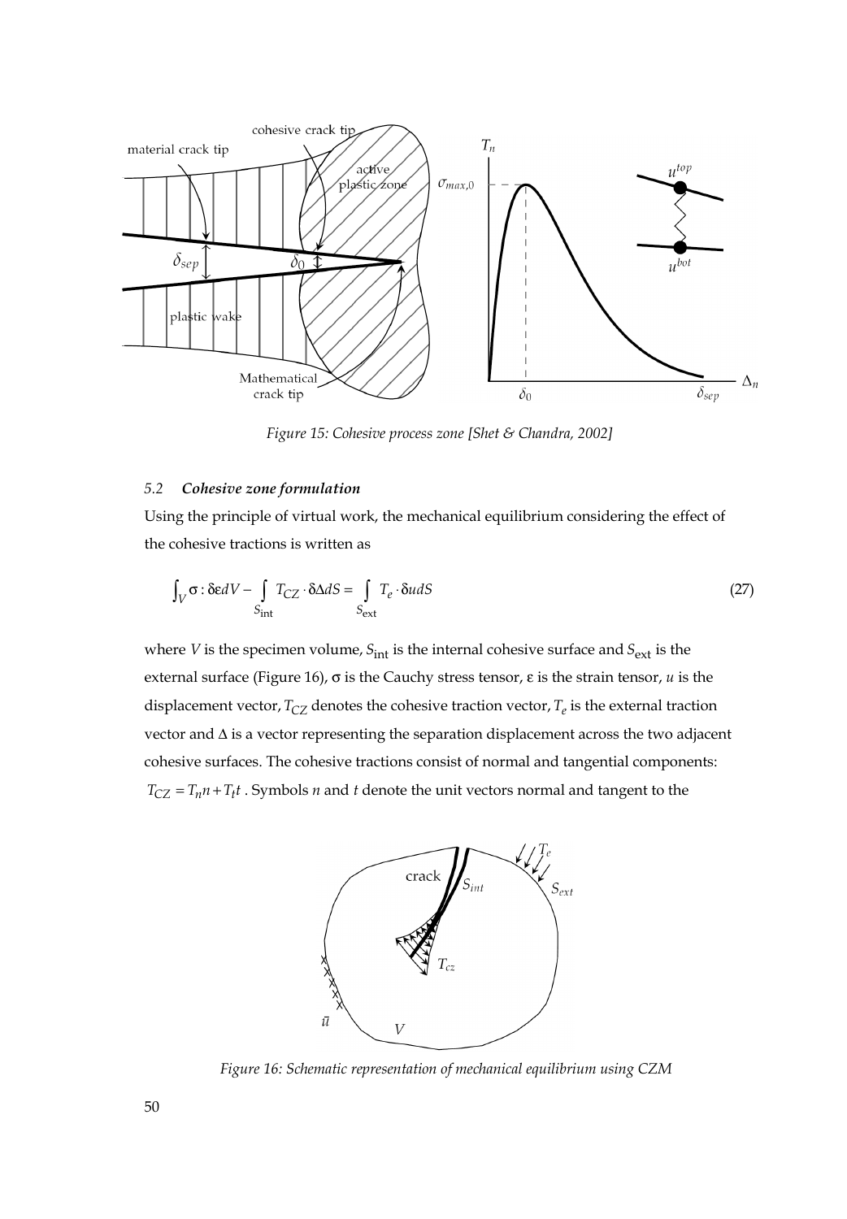Figure 15: Cohesive process zone [Shet & Chandra, 2002]

### 5.2 *Cohesive zone formulation*

Using the principle of virtual work, the mechanical equilibrium considering the effect of the cohesive tractions is written as

$$\int_V \sigma : \delta\varepsilon dV - \int_{S_{\text{int}}} T_{CZ} \cdot \delta\Delta dS = \int_{S_{\text{ext}}} T_e \cdot \delta u dS \tag{27}$$

where $V$ is the specimen volume, $S_{\text{int}}$ is the internal cohesive surface and $S_{\text{ext}}$ is the external surface (Figure 16), $\sigma$ is the Cauchy stress tensor, $\varepsilon$ is the strain tensor, $u$ is the displacement vector, $T_{CZ}$ denotes the cohesive traction vector, $T_e$ is the external traction vector and $\Delta$ is a vector representing the separation displacement across the two adjacent cohesive surfaces. The cohesive tractions consist of normal and tangential components: $T_{CZ} = T_n n + T_t t$ . Symbols $n$ and $t$ denote the unit vectors normal and tangent to the

Figure 16: Schematic representation of mechanical equilibrium using CZM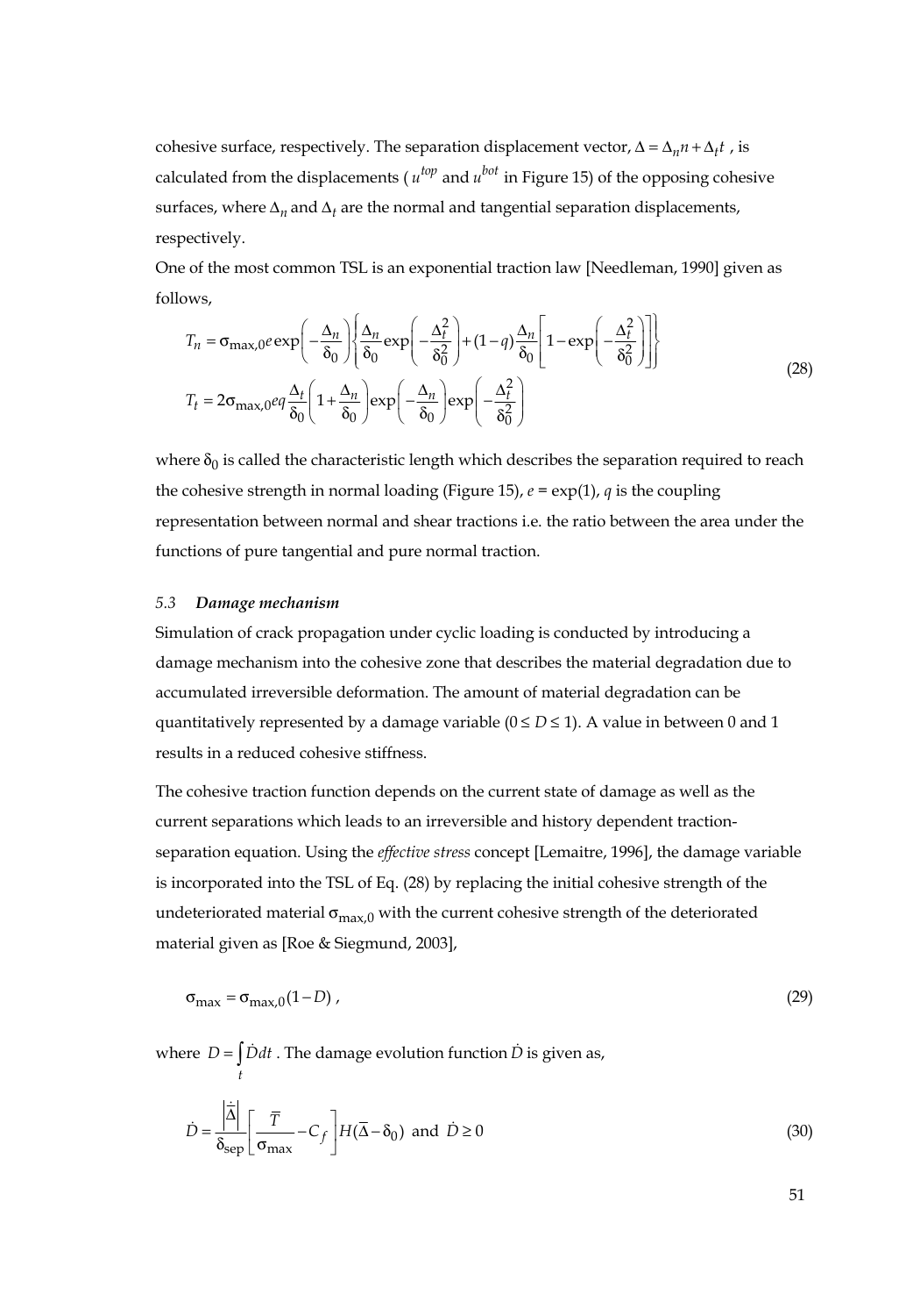cohesive surface, respectively. The separation displacement vector, $\Delta = \Delta_n n + \Delta_t t$ , is calculated from the displacements ( $u^{top}$ and $u^{bot}$ in Figure 15) of the opposing cohesive surfaces, where $\Delta_n$ and $\Delta_t$ are the normal and tangential separation displacements, respectively.

One of the most common TSL is an exponential traction law [Needleman, 1990] given as follows,

$$
\begin{aligned}
T_n &= \sigma_{\max,0} e \exp\left(-\frac{\Delta_n}{\delta_0}\right)\left\{\frac{\Delta_n}{\delta_0}\exp\left(-\frac{\Delta_t^2}{\delta_0^2}\right) + (1-q)\frac{\Delta_n}{\delta_0}\left[1-\exp\left(-\frac{\Delta_t^2}{\delta_0^2}\right)\right]\right\} \\
T_t &= 2\sigma_{\max,0} e q \frac{\Delta_t}{\delta_0}\left(1+\frac{\Delta_n}{\delta_0}\right)\exp\left(-\frac{\Delta_n}{\delta_0}\right)\exp\left(-\frac{\Delta_t^2}{\delta_0^2}\right)
\end{aligned}
\tag{28}
$$

where $\delta_0$ is called the characteristic length which describes the separation required to reach the cohesive strength in normal loading (Figure 15), $e = \exp(1)$, $q$ is the coupling representation between normal and shear tractions i.e. the ratio between the area under the functions of pure tangential and pure normal traction.

### 5.3 *Damage mechanism*

Simulation of crack propagation under cyclic loading is conducted by introducing a damage mechanism into the cohesive zone that describes the material degradation due to accumulated irreversible deformation. The amount of material degradation can be quantitatively represented by a damage variable ($0 \le D \le 1$). A value in between 0 and 1 results in a reduced cohesive stiffness.

The cohesive traction function depends on the current state of damage as well as the current separations which leads to an irreversible and history dependent traction-separation equation. Using the *effective stress* concept [Lemaitre, 1996], the damage variable is incorporated into the TSL of Eq. (28) by replacing the initial cohesive strength of the undeteriorated material $\sigma_{\max,0}$ with the current cohesive strength of the deteriorated material given as [Roe & Siegmund, 2003],

$$
\sigma_{\max} = \sigma_{\max,0}(1-D) \,, \tag{29}
$$

where $D = \int_t \dot{D}dt$ . The damage evolution function $\dot{D}$ is given as,

$$
\dot{D} = \frac{\left|\dot{\overline{\Delta}}\right|}{\delta_{\text{sep}}}\left[\frac{\overline{T}}{\sigma_{\max}} - C_f\right] H(\overline{\Delta} - \delta_0) \text{ and } \dot{D} \ge 0 \tag{30}
$$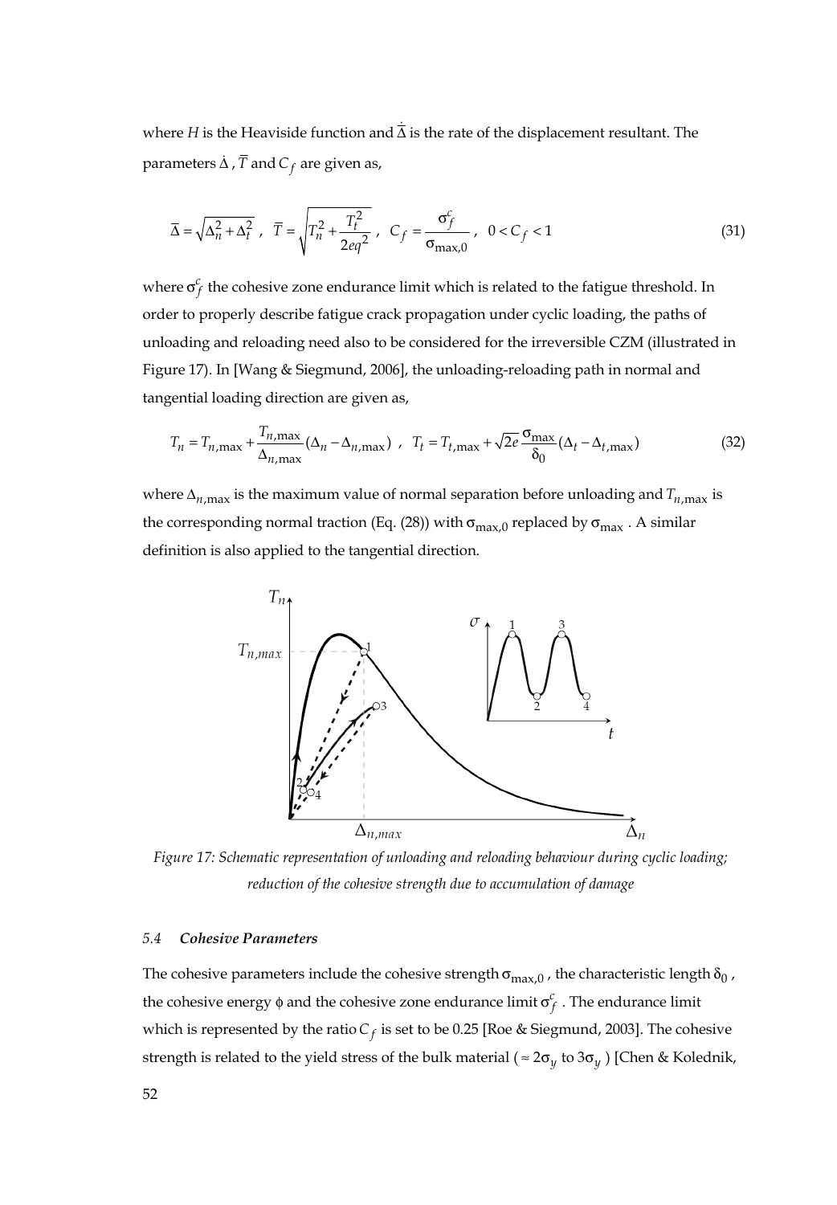where $H$ is the Heaviside function and $\dot{\overline{\Delta}}$ is the rate of the displacement resultant. The parameters $\dot{\Delta}$, $\overline{T}$ and $C_f$ are given as,

$$\overline{\Delta} = \sqrt{\Delta_n^2 + \Delta_t^2} \;,\;\; \overline{T} = \sqrt{T_n^2 + \frac{T_t^2}{2eq^2}} \;,\;\; C_f = \frac{\sigma_f^c}{\sigma_{\max,0}} \;,\;\; 0 < C_f < 1 \tag{31}$$

where $\sigma_f^c$ the cohesive zone endurance limit which is related to the fatigue threshold. In order to properly describe fatigue crack propagation under cyclic loading, the paths of unloading and reloading need also to be considered for the irreversible CZM (illustrated in Figure 17). In [Wang & Siegmund, 2006], the unloading-reloading path in normal and tangential loading direction are given as,

$$T_n = T_{n,\max} + \frac{T_{n,\max}}{\Delta_{n,\max}}(\Delta_n - \Delta_{n,\max}) \;,\;\; T_t = T_{t,\max} + \sqrt{2e}\frac{\sigma_{\max}}{\delta_0}(\Delta_t - \Delta_{t,\max}) \tag{32}$$

where $\Delta_{n,\max}$ is the maximum value of normal separation before unloading and $T_{n,\max}$ is the corresponding normal traction (Eq. (28)) with $\sigma_{\max,0}$ replaced by $\sigma_{\max}$. A similar definition is also applied to the tangential direction.

*Figure 17: Schematic representation of unloading and reloading behaviour during cyclic loading; reduction of the cohesive strength due to accumulation of damage*

### 5.4 *Cohesive Parameters*

The cohesive parameters include the cohesive strength $\sigma_{\max,0}$, the characteristic length $\delta_0$, the cohesive energy $\phi$ and the cohesive zone endurance limit $\sigma_f^c$. The endurance limit which is represented by the ratio $C_f$ is set to be 0.25 [Roe & Siegmund, 2003]. The cohesive strength is related to the yield stress of the bulk material ($\approx 2\sigma_y$ to $3\sigma_y$) [Chen & Kolednik,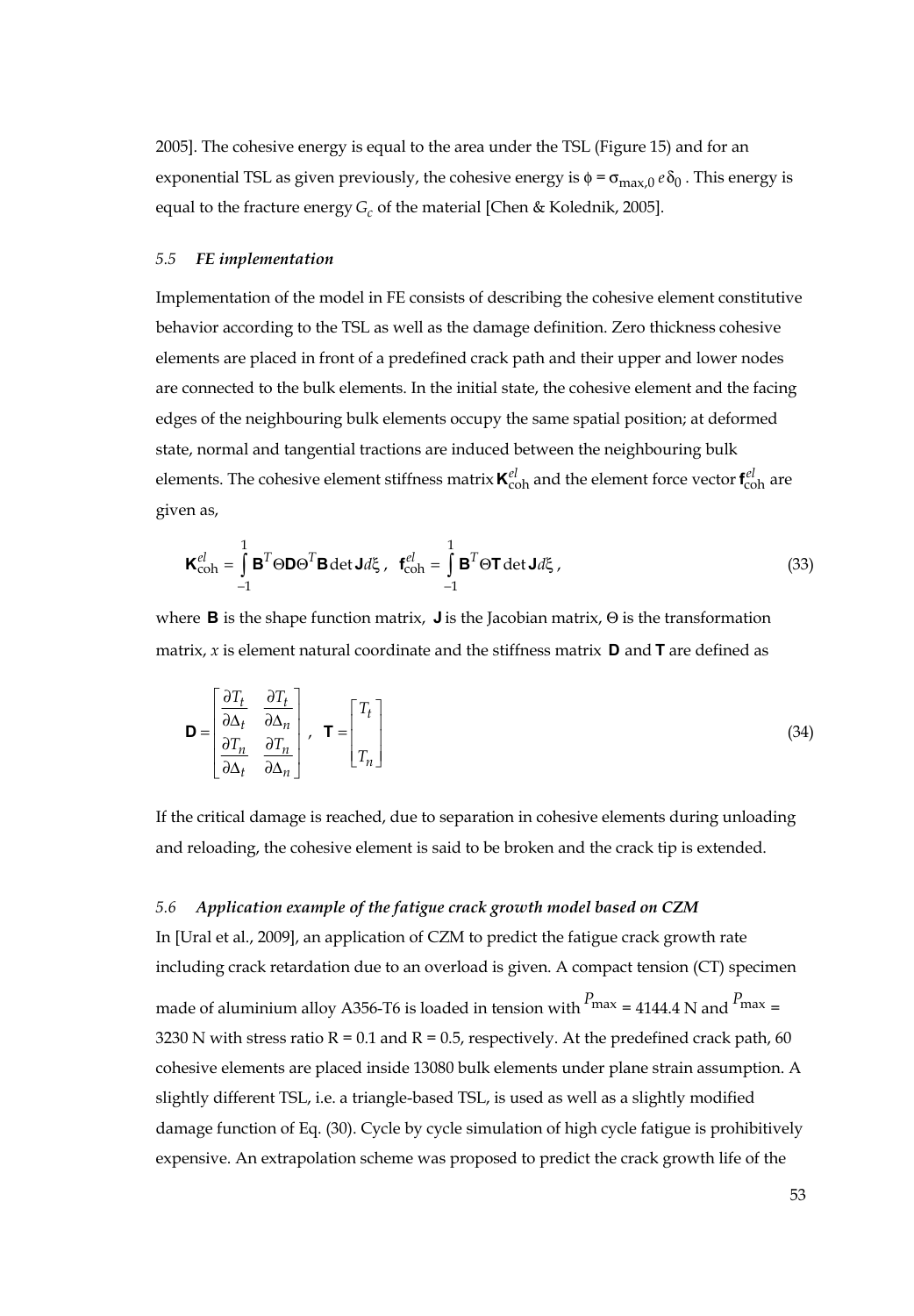2005]. The cohesive energy is equal to the area under the TSL (Figure 15) and for an exponential TSL as given previously, the cohesive energy is $\phi = \sigma_{\max,0}\, e\, \delta_0$. This energy is equal to the fracture energy $G_c$ of the material [Chen & Kolednik, 2005].

### *5.5 FE implementation*

Implementation of the model in FE consists of describing the cohesive element constitutive behavior according to the TSL as well as the damage definition. Zero thickness cohesive elements are placed in front of a predefined crack path and their upper and lower nodes are connected to the bulk elements. In the initial state, the cohesive element and the facing edges of the neighbouring bulk elements occupy the same spatial position; at deformed state, normal and tangential tractions are induced between the neighbouring bulk elements. The cohesive element stiffness matrix $\mathbf{K}_{\text{coh}}^{el}$ and the element force vector $\mathbf{f}_{\text{coh}}^{el}$ are given as,

$$\mathbf{K}_{\text{coh}}^{el} = \int_{-1}^{1} \mathbf{B}^T \Theta \mathbf{D} \Theta^T \mathbf{B} \det \mathbf{J} d\xi\,, \quad \mathbf{f}_{\text{coh}}^{el} = \int_{-1}^{1} \mathbf{B}^T \Theta \mathbf{T} \det \mathbf{J} d\xi\,, \tag{33}$$

where $\mathbf{B}$ is the shape function matrix, $\mathbf{J}$ is the Jacobian matrix, $\Theta$ is the transformation matrix, $x$ is element natural coordinate and the stiffness matrix $\mathbf{D}$ and $\mathbf{T}$ are defined as

$$\mathbf{D} = \begin{bmatrix} \dfrac{\partial T_t}{\partial \Delta_t} & \dfrac{\partial T_t}{\partial \Delta_n} \\ \dfrac{\partial T_n}{\partial \Delta_t} & \dfrac{\partial T_n}{\partial \Delta_n} \end{bmatrix}, \quad \mathbf{T} = \begin{bmatrix} T_t \\ T_n \end{bmatrix} \tag{34}$$

If the critical damage is reached, due to separation in cohesive elements during unloading and reloading, the cohesive element is said to be broken and the crack tip is extended.

### *5.6 Application example of the fatigue crack growth model based on CZM*

In [Ural et al., 2009], an application of CZM to predict the fatigue crack growth rate including crack retardation due to an overload is given. A compact tension (CT) specimen made of aluminium alloy A356-T6 is loaded in tension with $P_{\max}$ = 4144.4 N and $P_{\max}$ = 3230 N with stress ratio R = 0.1 and R = 0.5, respectively. At the predefined crack path, 60 cohesive elements are placed inside 13080 bulk elements under plane strain assumption. A slightly different TSL, i.e. a triangle-based TSL, is used as well as a slightly modified damage function of Eq. (30). Cycle by cycle simulation of high cycle fatigue is prohibitively expensive. An extrapolation scheme was proposed to predict the crack growth life of the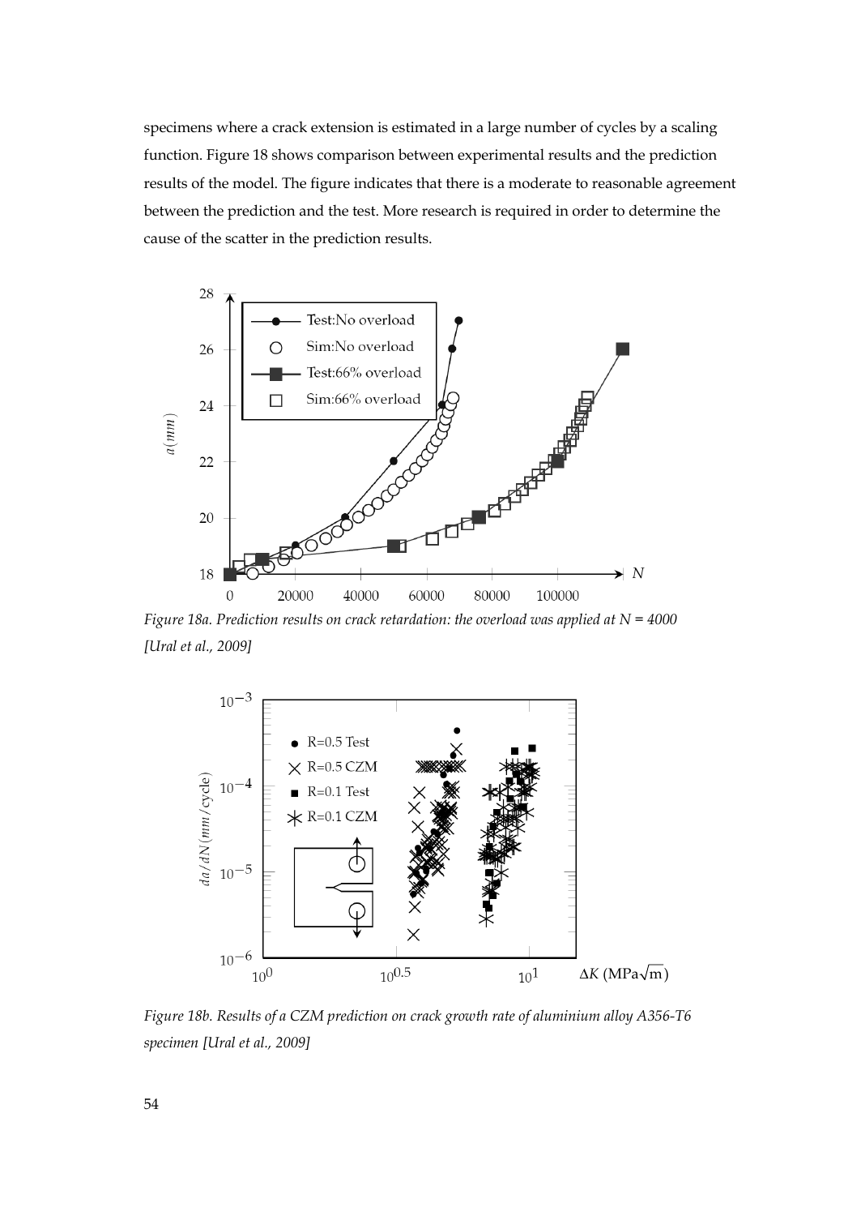specimens where a crack extension is estimated in a large number of cycles by a scaling function. Figure 18 shows comparison between experimental results and the prediction results of the model. The figure indicates that there is a moderate to reasonable agreement between the prediction and the test. More research is required in order to determine the cause of the scatter in the prediction results.

*Figure 18a. Prediction results on crack retardation: the overload was applied at N = 4000 [Ural et al., 2009]*

*Figure 18b. Results of a CZM prediction on crack growth rate of aluminium alloy A356-T6 specimen [Ural et al., 2009]*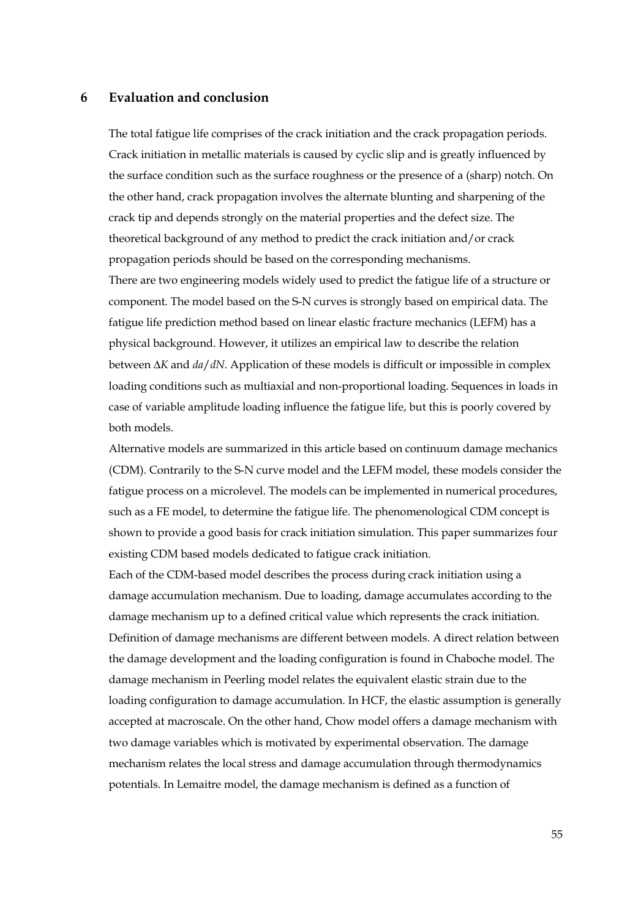## 6 Evaluation and conclusion

The total fatigue life comprises of the crack initiation and the crack propagation periods. Crack initiation in metallic materials is caused by cyclic slip and is greatly influenced by the surface condition such as the surface roughness or the presence of a (sharp) notch. On the other hand, crack propagation involves the alternate blunting and sharpening of the crack tip and depends strongly on the material properties and the defect size. The theoretical background of any method to predict the crack initiation and/or crack propagation periods should be based on the corresponding mechanisms.

There are two engineering models widely used to predict the fatigue life of a structure or component. The model based on the S-N curves is strongly based on empirical data. The fatigue life prediction method based on linear elastic fracture mechanics (LEFM) has a physical background. However, it utilizes an empirical law to describe the relation between $\Delta K$ and $da/dN$. Application of these models is difficult or impossible in complex loading conditions such as multiaxial and non-proportional loading. Sequences in loads in case of variable amplitude loading influence the fatigue life, but this is poorly covered by both models.

Alternative models are summarized in this article based on continuum damage mechanics (CDM). Contrarily to the S-N curve model and the LEFM model, these models consider the fatigue process on a microlevel. The models can be implemented in numerical procedures, such as a FE model, to determine the fatigue life. The phenomenological CDM concept is shown to provide a good basis for crack initiation simulation. This paper summarizes four existing CDM based models dedicated to fatigue crack initiation.

Each of the CDM-based model describes the process during crack initiation using a damage accumulation mechanism. Due to loading, damage accumulates according to the damage mechanism up to a defined critical value which represents the crack initiation. Definition of damage mechanisms are different between models. A direct relation between the damage development and the loading configuration is found in Chaboche model. The damage mechanism in Peerling model relates the equivalent elastic strain due to the loading configuration to damage accumulation. In HCF, the elastic assumption is generally accepted at macroscale. On the other hand, Chow model offers a damage mechanism with two damage variables which is motivated by experimental observation. The damage mechanism relates the local stress and damage accumulation through thermodynamics potentials. In Lemaitre model, the damage mechanism is defined as a function of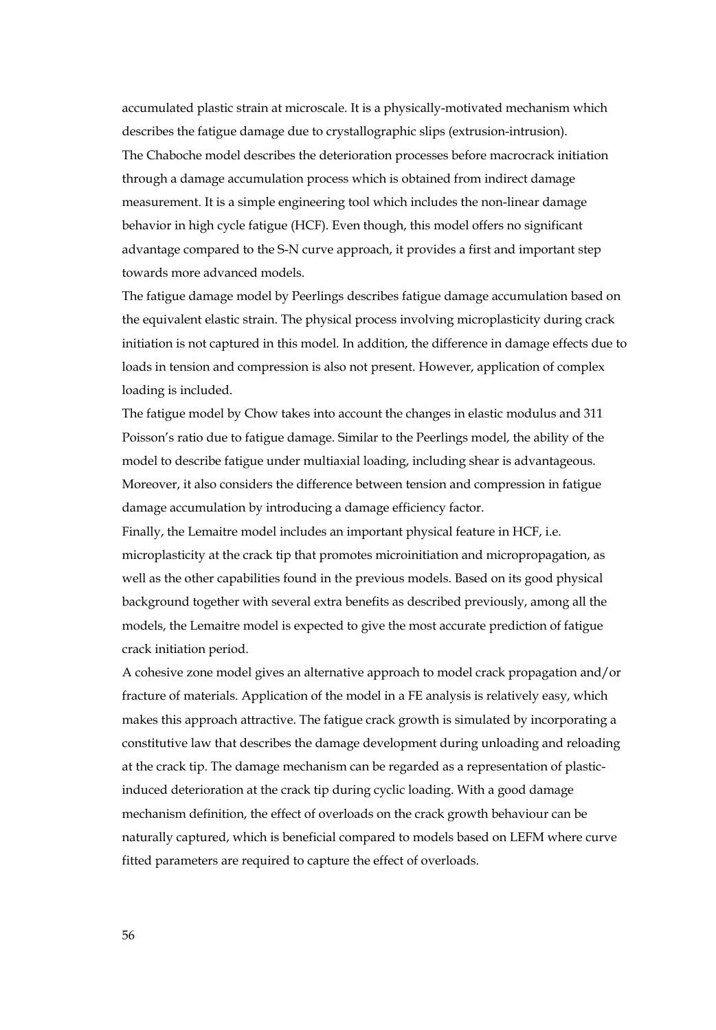accumulated plastic strain at microscale. It is a physically-motivated mechanism which describes the fatigue damage due to crystallographic slips (extrusion-intrusion).

The Chaboche model describes the deterioration processes before macrocrack initiation through a damage accumulation process which is obtained from indirect damage measurement. It is a simple engineering tool which includes the non-linear damage behavior in high cycle fatigue (HCF). Even though, this model offers no significant advantage compared to the S-N curve approach, it provides a first and important step towards more advanced models.

The fatigue damage model by Peerlings describes fatigue damage accumulation based on the equivalent elastic strain. The physical process involving microplasticity during crack initiation is not captured in this model. In addition, the difference in damage effects due to loads in tension and compression is also not present. However, application of complex loading is included.

The fatigue model by Chow takes into account the changes in elastic modulus and 311 Poisson's ratio due to fatigue damage. Similar to the Peerlings model, the ability of the model to describe fatigue under multiaxial loading, including shear is advantageous. Moreover, it also considers the difference between tension and compression in fatigue damage accumulation by introducing a damage efficiency factor.

Finally, the Lemaitre model includes an important physical feature in HCF, i.e. microplasticity at the crack tip that promotes microinitiation and micropropagation, as well as the other capabilities found in the previous models. Based on its good physical background together with several extra benefits as described previously, among all the models, the Lemaitre model is expected to give the most accurate prediction of fatigue crack initiation period.

A cohesive zone model gives an alternative approach to model crack propagation and/or fracture of materials. Application of the model in a FE analysis is relatively easy, which makes this approach attractive. The fatigue crack growth is simulated by incorporating a constitutive law that describes the damage development during unloading and reloading at the crack tip. The damage mechanism can be regarded as a representation of plastic-induced deterioration at the crack tip during cyclic loading. With a good damage mechanism definition, the effect of overloads on the crack growth behaviour can be naturally captured, which is beneficial compared to models based on LEFM where curve fitted parameters are required to capture the effect of overloads.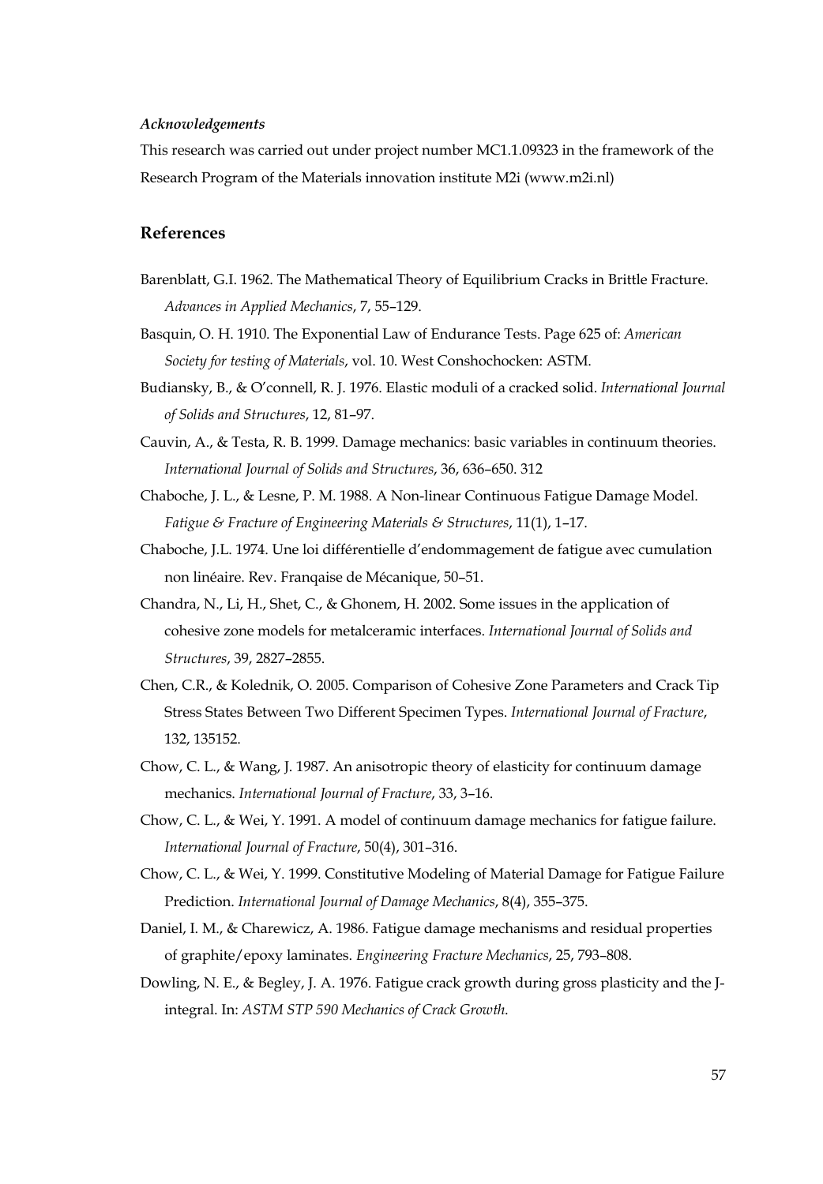*Acknowledgements*

This research was carried out under project number MC1.1.09323 in the framework of the Research Program of the Materials innovation institute M2i (www.m2i.nl)

## References

Barenblatt, G.I. 1962. The Mathematical Theory of Equilibrium Cracks in Brittle Fracture. *Advances in Applied Mechanics*, 7, 55–129.

Basquin, O. H. 1910. The Exponential Law of Endurance Tests. Page 625 of: *American Society for testing of Materials*, vol. 10. West Conshochocken: ASTM.

Budiansky, B., & O'connell, R. J. 1976. Elastic moduli of a cracked solid. *International Journal of Solids and Structures*, 12, 81–97.

Cauvin, A., & Testa, R. B. 1999. Damage mechanics: basic variables in continuum theories. *International Journal of Solids and Structures*, 36, 636–650. 312

Chaboche, J. L., & Lesne, P. M. 1988. A Non-linear Continuous Fatigue Damage Model. *Fatigue & Fracture of Engineering Materials & Structures*, 11(1), 1–17.

Chaboche, J.L. 1974. Une loi différentielle d'endommagement de fatigue avec cumulation non linéaire. Rev. Franqaise de Mécanique, 50–51.

Chandra, N., Li, H., Shet, C., & Ghonem, H. 2002. Some issues in the application of cohesive zone models for metalceramic interfaces. *International Journal of Solids and Structures*, 39, 2827–2855.

Chen, C.R., & Kolednik, O. 2005. Comparison of Cohesive Zone Parameters and Crack Tip Stress States Between Two Different Specimen Types. *International Journal of Fracture*, 132, 135152.

Chow, C. L., & Wang, J. 1987. An anisotropic theory of elasticity for continuum damage mechanics. *International Journal of Fracture*, 33, 3–16.

Chow, C. L., & Wei, Y. 1991. A model of continuum damage mechanics for fatigue failure. *International Journal of Fracture*, 50(4), 301–316.

Chow, C. L., & Wei, Y. 1999. Constitutive Modeling of Material Damage for Fatigue Failure Prediction. *International Journal of Damage Mechanics*, 8(4), 355–375.

Daniel, I. M., & Charewicz, A. 1986. Fatigue damage mechanisms and residual properties of graphite/epoxy laminates. *Engineering Fracture Mechanics*, 25, 793–808.

Dowling, N. E., & Begley, J. A. 1976. Fatigue crack growth during gross plasticity and the J-integral. In: *ASTM STP 590 Mechanics of Crack Growth.*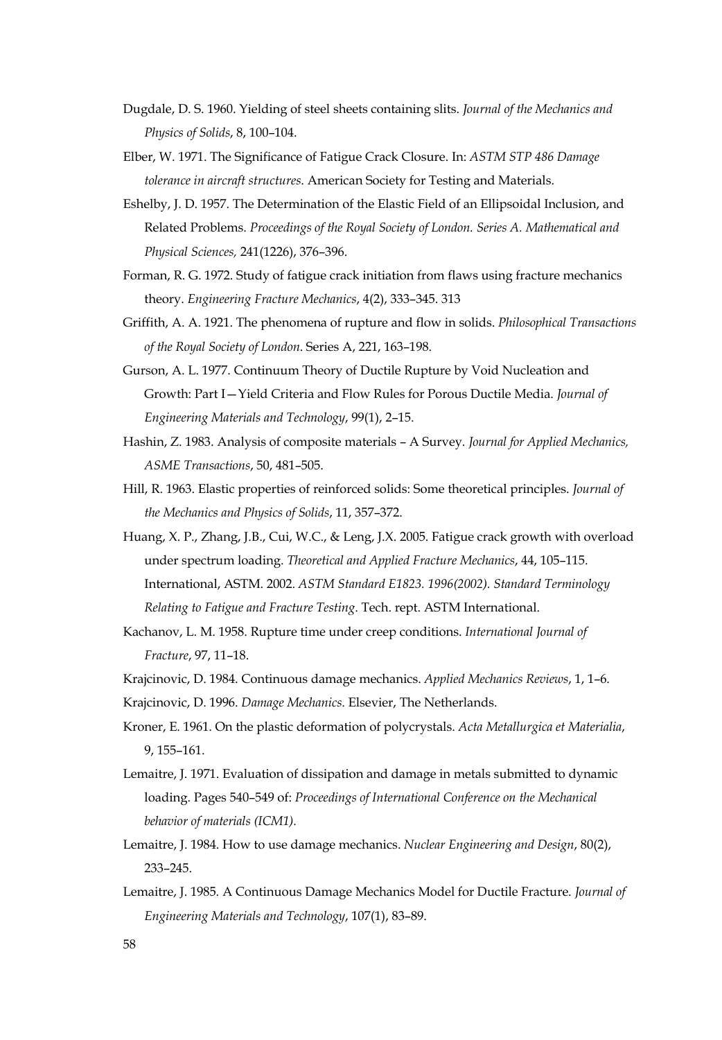Dugdale, D. S. 1960. Yielding of steel sheets containing slits. *Journal of the Mechanics and Physics of Solids*, 8, 100–104.

Elber, W. 1971. The Significance of Fatigue Crack Closure. In: *ASTM STP 486 Damage tolerance in aircraft structures*. American Society for Testing and Materials.

Eshelby, J. D. 1957. The Determination of the Elastic Field of an Ellipsoidal Inclusion, and Related Problems. *Proceedings of the Royal Society of London. Series A. Mathematical and Physical Sciences,* 241(1226), 376–396.

Forman, R. G. 1972. Study of fatigue crack initiation from flaws using fracture mechanics theory. *Engineering Fracture Mechanics*, 4(2), 333–345. 313

Griffith, A. A. 1921. The phenomena of rupture and flow in solids. *Philosophical Transactions of the Royal Society of London*. Series A, 221, 163–198.

Gurson, A. L. 1977. Continuum Theory of Ductile Rupture by Void Nucleation and Growth: Part I—Yield Criteria and Flow Rules for Porous Ductile Media. *Journal of Engineering Materials and Technology*, 99(1), 2–15.

Hashin, Z. 1983. Analysis of composite materials – A Survey. *Journal for Applied Mechanics, ASME Transactions*, 50, 481–505.

Hill, R. 1963. Elastic properties of reinforced solids: Some theoretical principles. *Journal of the Mechanics and Physics of Solids*, 11, 357–372.

Huang, X. P., Zhang, J.B., Cui, W.C., & Leng, J.X. 2005. Fatigue crack growth with overload under spectrum loading. *Theoretical and Applied Fracture Mechanics*, 44, 105–115. International, ASTM. 2002. *ASTM Standard E1823. 1996(2002). Standard Terminology Relating to Fatigue and Fracture Testing*. Tech. rept. ASTM International.

Kachanov, L. M. 1958. Rupture time under creep conditions. *International Journal of Fracture*, 97, 11–18.

Krajcinovic, D. 1984. Continuous damage mechanics. *Applied Mechanics Reviews*, 1, 1–6.

Krajcinovic, D. 1996. *Damage Mechanics*. Elsevier, The Netherlands.

Kroner, E. 1961. On the plastic deformation of polycrystals. *Acta Metallurgica et Materialia*, 9, 155–161.

Lemaitre, J. 1971. Evaluation of dissipation and damage in metals submitted to dynamic loading. Pages 540–549 of: *Proceedings of International Conference on the Mechanical behavior of materials (ICM1).*

Lemaitre, J. 1984. How to use damage mechanics. *Nuclear Engineering and Design*, 80(2), 233–245.

Lemaitre, J. 1985. A Continuous Damage Mechanics Model for Ductile Fracture. *Journal of Engineering Materials and Technology*, 107(1), 83–89.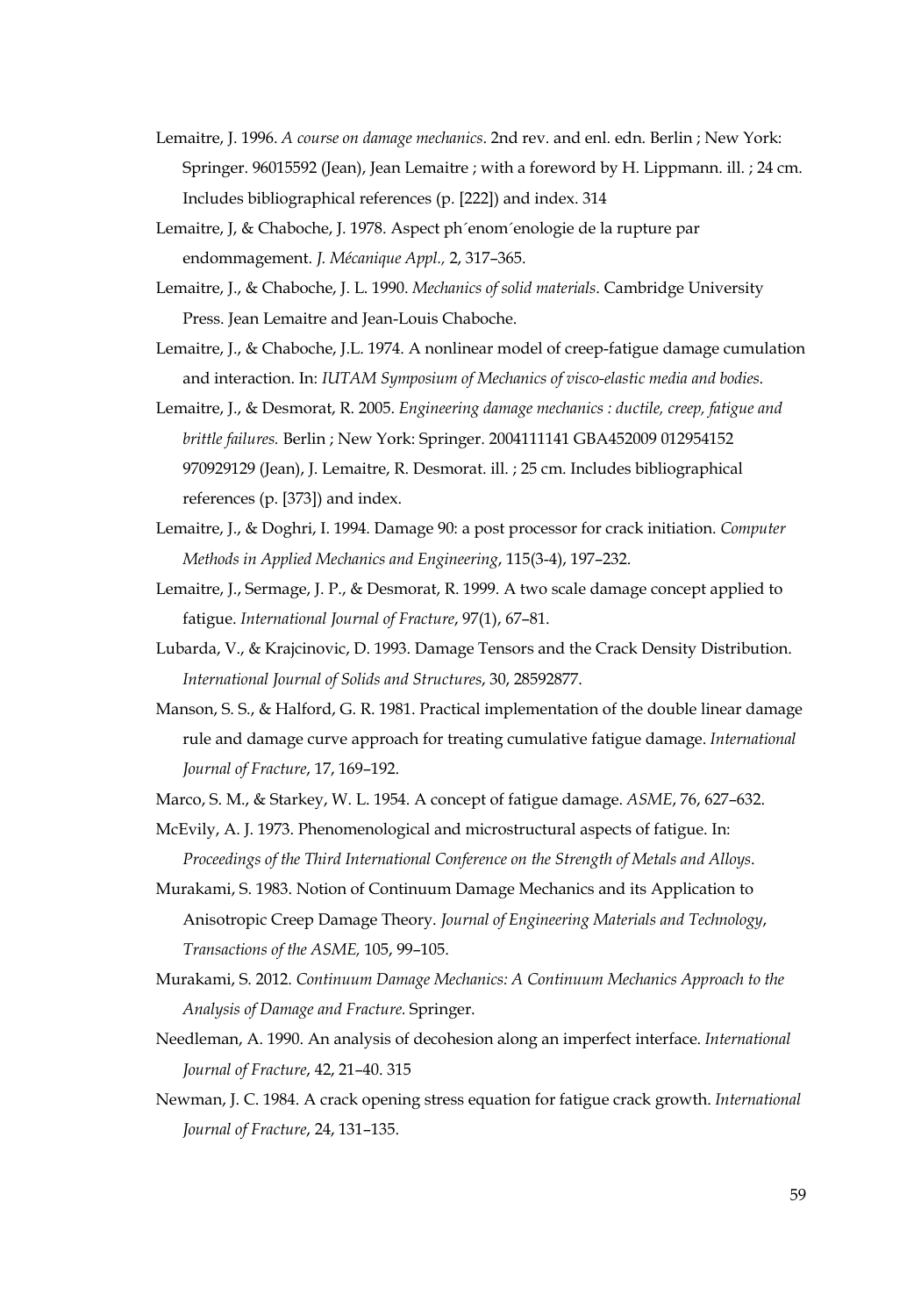Lemaitre, J. 1996. *A course on damage mechanics*. 2nd rev. and enl. edn. Berlin ; New York: Springer. 96015592 (Jean), Jean Lemaitre ; with a foreword by H. Lippmann. ill. ; 24 cm. Includes bibliographical references (p. [222]) and index. 314

Lemaitre, J, & Chaboche, J. 1978. Aspect ph´enom´enologie de la rupture par endommagement. *J. Mécanique Appl.,* 2, 317–365.

Lemaitre, J., & Chaboche, J. L. 1990. *Mechanics of solid materials*. Cambridge University Press. Jean Lemaitre and Jean-Louis Chaboche.

Lemaitre, J., & Chaboche, J.L. 1974. A nonlinear model of creep-fatigue damage cumulation and interaction. In: *IUTAM Symposium of Mechanics of visco-elastic media and bodies*.

Lemaitre, J., & Desmorat, R. 2005. *Engineering damage mechanics : ductile, creep, fatigue and brittle failures.* Berlin ; New York: Springer. 2004111141 GBA452009 012954152 970929129 (Jean), J. Lemaitre, R. Desmorat. ill. ; 25 cm. Includes bibliographical references (p. [373]) and index.

Lemaitre, J., & Doghri, I. 1994. Damage 90: a post processor for crack initiation. *Computer Methods in Applied Mechanics and Engineering*, 115(3-4), 197–232.

Lemaitre, J., Sermage, J. P., & Desmorat, R. 1999. A two scale damage concept applied to fatigue. *International Journal of Fracture*, 97(1), 67–81.

Lubarda, V., & Krajcinovic, D. 1993. Damage Tensors and the Crack Density Distribution. *International Journal of Solids and Structures*, 30, 28592877.

Manson, S. S., & Halford, G. R. 1981. Practical implementation of the double linear damage rule and damage curve approach for treating cumulative fatigue damage. *International Journal of Fracture*, 17, 169–192.

Marco, S. M., & Starkey, W. L. 1954. A concept of fatigue damage. *ASME*, 76, 627–632.

McEvily, A. J. 1973. Phenomenological and microstructural aspects of fatigue. In: *Proceedings of the Third International Conference on the Strength of Metals and Alloys*.

Murakami, S. 1983. Notion of Continuum Damage Mechanics and its Application to Anisotropic Creep Damage Theory. *Journal of Engineering Materials and Technology*, *Transactions of the ASME,* 105, 99–105.

Murakami, S. 2012. *Continuum Damage Mechanics: A Continuum Mechanics Approach to the Analysis of Damage and Fracture.* Springer.

Needleman, A. 1990. An analysis of decohesion along an imperfect interface. *International Journal of Fracture*, 42, 21–40. 315

Newman, J. C. 1984. A crack opening stress equation for fatigue crack growth. *International Journal of Fracture*, 24, 131–135.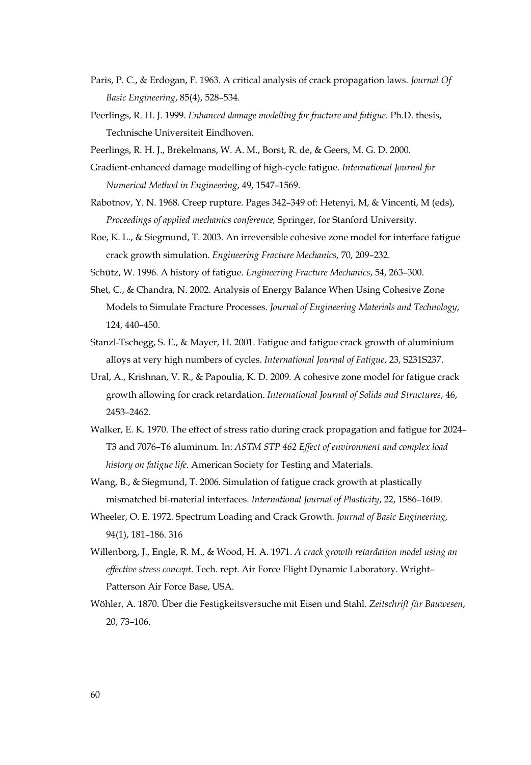Paris, P. C., & Erdogan, F. 1963. A critical analysis of crack propagation laws. *Journal Of Basic Engineering*, 85(4), 528–534.

Peerlings, R. H. J. 1999. *Enhanced damage modelling for fracture and fatigue*. Ph.D. thesis, Technische Universiteit Eindhoven.

Peerlings, R. H. J., Brekelmans, W. A. M., Borst, R. de, & Geers, M. G. D. 2000.
Gradient-enhanced damage modelling of high-cycle fatigue. *International Journal for Numerical Method in Engineering*, 49, 1547–1569.

Rabotnov, Y. N. 1968. Creep rupture. Pages 342–349 of: Hetenyi, M, & Vincenti, M (eds), *Proceedings of applied mechanics conference,* Springer, for Stanford University.

Roe, K. L., & Siegmund, T. 2003. An irreversible cohesive zone model for interface fatigue crack growth simulation. *Engineering Fracture Mechanics*, 70, 209–232.

Schütz, W. 1996. A history of fatigue. *Engineering Fracture Mechanics*, 54, 263–300.

Shet, C., & Chandra, N. 2002. Analysis of Energy Balance When Using Cohesive Zone Models to Simulate Fracture Processes. *Journal of Engineering Materials and Technology*, 124, 440–450.

Stanzl-Tschegg, S. E., & Mayer, H. 2001. Fatigue and fatigue crack growth of aluminium alloys at very high numbers of cycles. *International Journal of Fatigue*, 23, S231S237.

Ural, A., Krishnan, V. R., & Papoulia, K. D. 2009. A cohesive zone model for fatigue crack growth allowing for crack retardation. *International Journal of Solids and Structures*, 46, 2453–2462.

Walker, E. K. 1970. The effect of stress ratio during crack propagation and fatigue for 2024–T3 and 7076–T6 aluminum. In: *ASTM STP 462 Effect of environment and complex load history on fatigue life*. American Society for Testing and Materials.

Wang, B., & Siegmund, T. 2006. Simulation of fatigue crack growth at plastically mismatched bi-material interfaces. *International Journal of Plasticity*, 22, 1586–1609.

Wheeler, O. E. 1972. Spectrum Loading and Crack Growth. *Journal of Basic Engineering*, 94(1), 181–186. 316

Willenborg, J., Engle, R. M., & Wood, H. A. 1971. *A crack growth retardation model using an effective stress concept*. Tech. rept. Air Force Flight Dynamic Laboratory. Wright–Patterson Air Force Base, USA.

Wöhler, A. 1870. Über die Festigkeitsversuche mit Eisen und Stahl. *Zeitschrift für Bauwesen*, 20, 73–106.